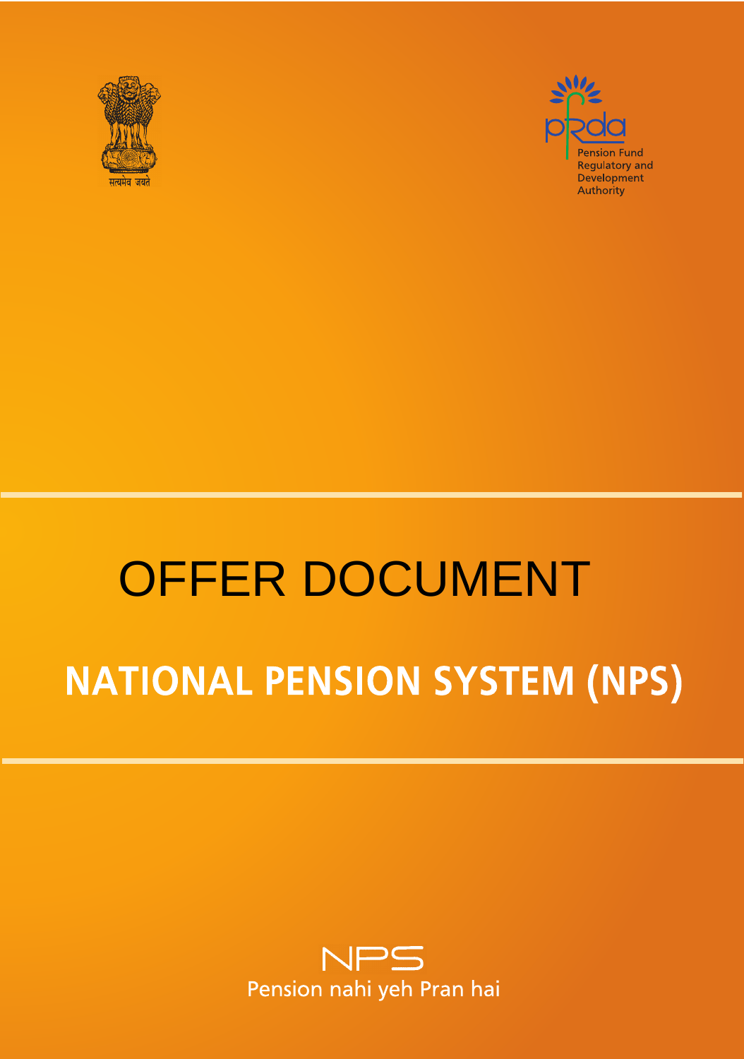सत्यमेव जयते

pfrda
Pension Fund Regulatory and Development Authority

# OFFER DOCUMENT

## NATIONAL PENSION SYSTEM (NPS)

NPS
Pension nahi yeh Pran hai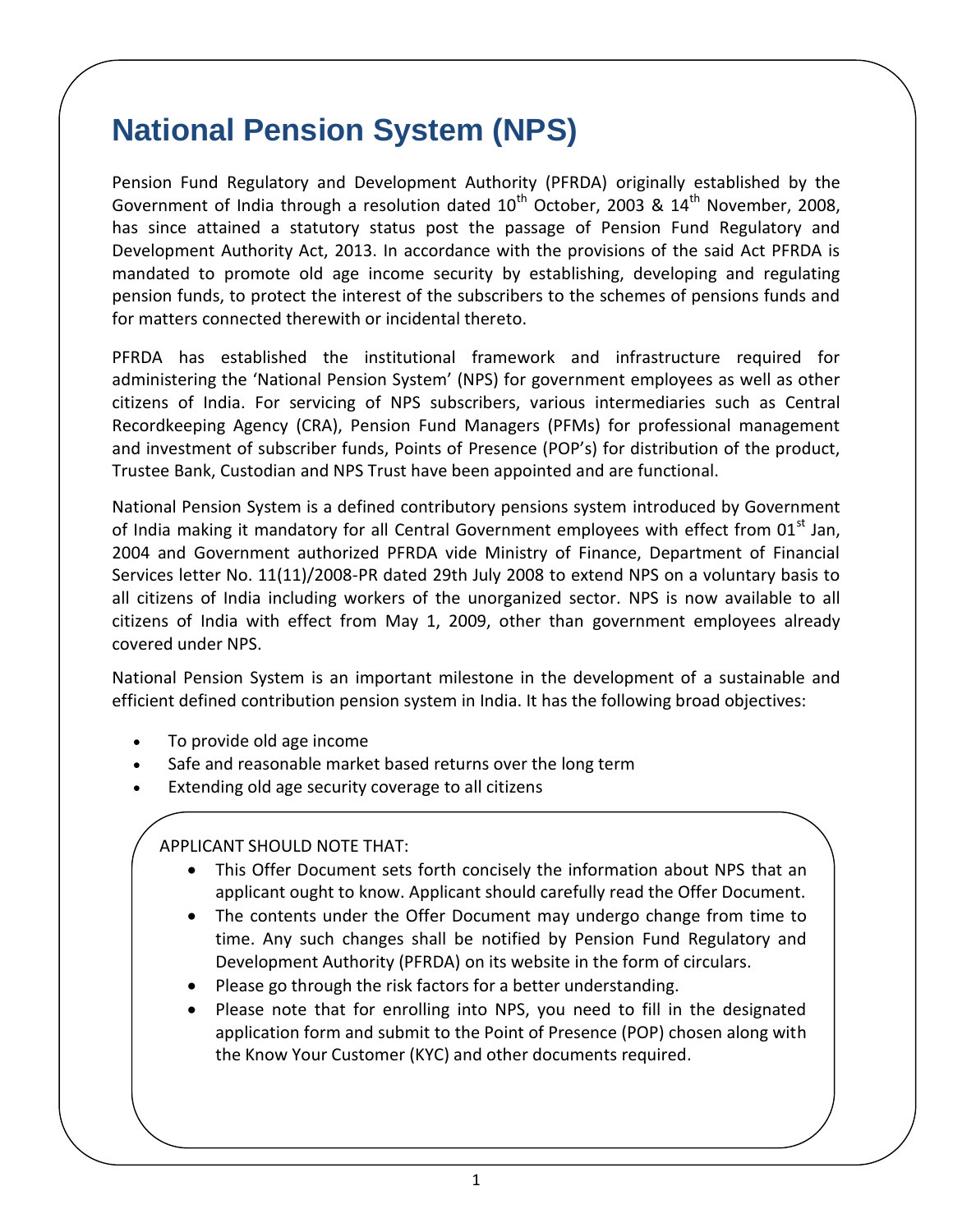# National Pension System (NPS)

Pension Fund Regulatory and Development Authority (PFRDA) originally established by the Government of India through a resolution dated 10th October, 2003 & 14th November, 2008, has since attained a statutory status post the passage of Pension Fund Regulatory and Development Authority Act, 2013. In accordance with the provisions of the said Act PFRDA is mandated to promote old age income security by establishing, developing and regulating pension funds, to protect the interest of the subscribers to the schemes of pensions funds and for matters connected therewith or incidental thereto.

PFRDA has established the institutional framework and infrastructure required for administering the 'National Pension System' (NPS) for government employees as well as other citizens of India. For servicing of NPS subscribers, various intermediaries such as Central Recordkeeping Agency (CRA), Pension Fund Managers (PFMs) for professional management and investment of subscriber funds, Points of Presence (POP's) for distribution of the product, Trustee Bank, Custodian and NPS Trust have been appointed and are functional.

National Pension System is a defined contributory pensions system introduced by Government of India making it mandatory for all Central Government employees with effect from 01st Jan, 2004 and Government authorized PFRDA vide Ministry of Finance, Department of Financial Services letter No. 11(11)/2008-PR dated 29th July 2008 to extend NPS on a voluntary basis to all citizens of India including workers of the unorganized sector. NPS is now available to all citizens of India with effect from May 1, 2009, other than government employees already covered under NPS.

National Pension System is an important milestone in the development of a sustainable and efficient defined contribution pension system in India. It has the following broad objectives:

- To provide old age income
- Safe and reasonable market based returns over the long term
- Extending old age security coverage to all citizens

APPLICANT SHOULD NOTE THAT:

- This Offer Document sets forth concisely the information about NPS that an applicant ought to know. Applicant should carefully read the Offer Document.
- The contents under the Offer Document may undergo change from time to time. Any such changes shall be notified by Pension Fund Regulatory and Development Authority (PFRDA) on its website in the form of circulars.
- Please go through the risk factors for a better understanding.
- Please note that for enrolling into NPS, you need to fill in the designated application form and submit to the Point of Presence (POP) chosen along with the Know Your Customer (KYC) and other documents required.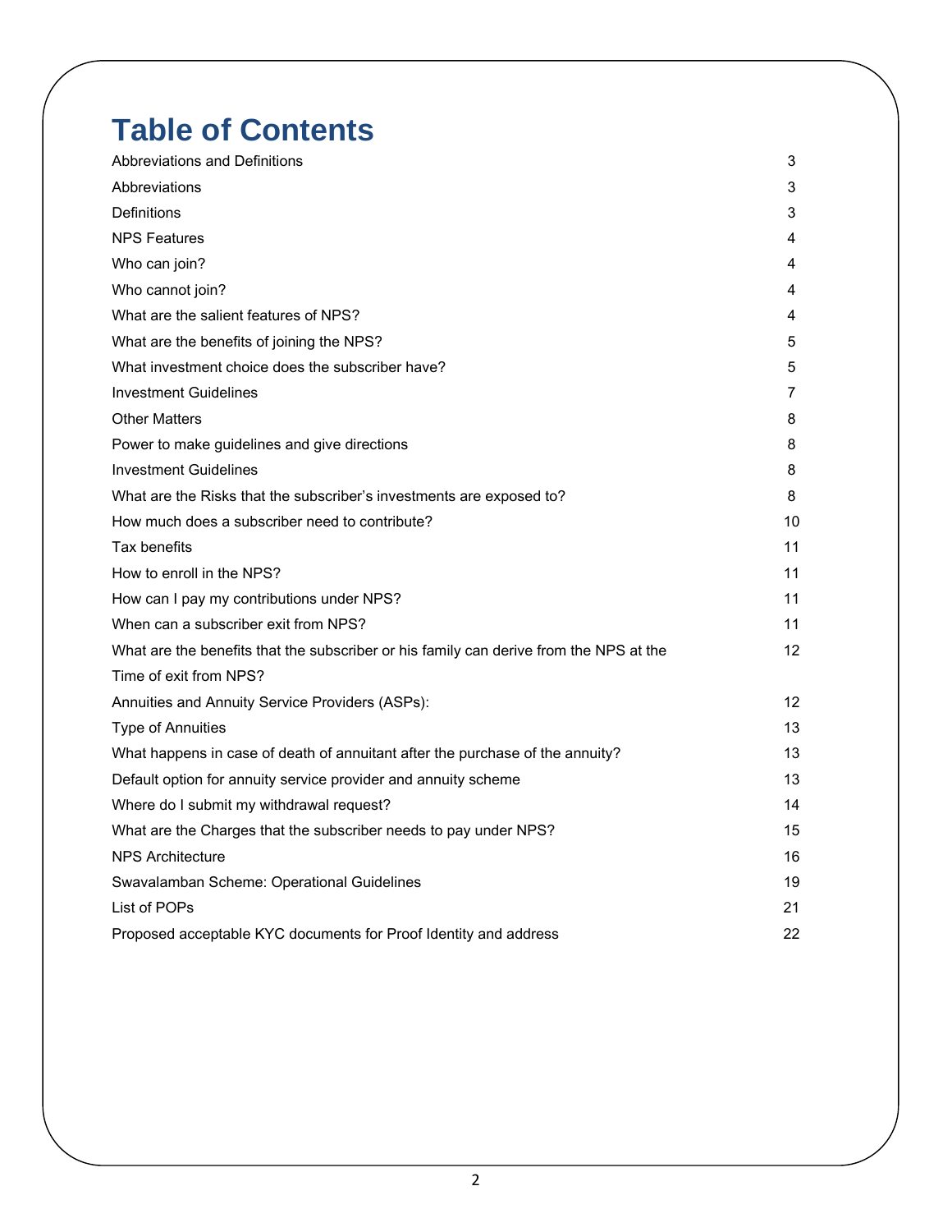# Table of Contents

| | |
|---|---|
| Abbreviations and Definitions | 3 |
| Abbreviations | 3 |
| Definitions | 3 |
| NPS Features | 4 |
| Who can join? | 4 |
| Who cannot join? | 4 |
| What are the salient features of NPS? | 4 |
| What are the benefits of joining the NPS? | 5 |
| What investment choice does the subscriber have? | 5 |
| Investment Guidelines | 7 |
| Other Matters | 8 |
| Power to make guidelines and give directions | 8 |
| Investment Guidelines | 8 |
| What are the Risks that the subscriber's investments are exposed to? | 8 |
| How much does a subscriber need to contribute? | 10 |
| Tax benefits | 11 |
| How to enroll in the NPS? | 11 |
| How can I pay my contributions under NPS? | 11 |
| When can a subscriber exit from NPS? | 11 |
| What are the benefits that the subscriber or his family can derive from the NPS at the Time of exit from NPS? | 12 |
| Annuities and Annuity Service Providers (ASPs): | 12 |
| Type of Annuities | 13 |
| What happens in case of death of annuitant after the purchase of the annuity? | 13 |
| Default option for annuity service provider and annuity scheme | 13 |
| Where do I submit my withdrawal request? | 14 |
| What are the Charges that the subscriber needs to pay under NPS? | 15 |
| NPS Architecture | 16 |
| Swavalamban Scheme: Operational Guidelines | 19 |
| List of POPs | 21 |
| Proposed acceptable KYC documents for Proof Identity and address | 22 |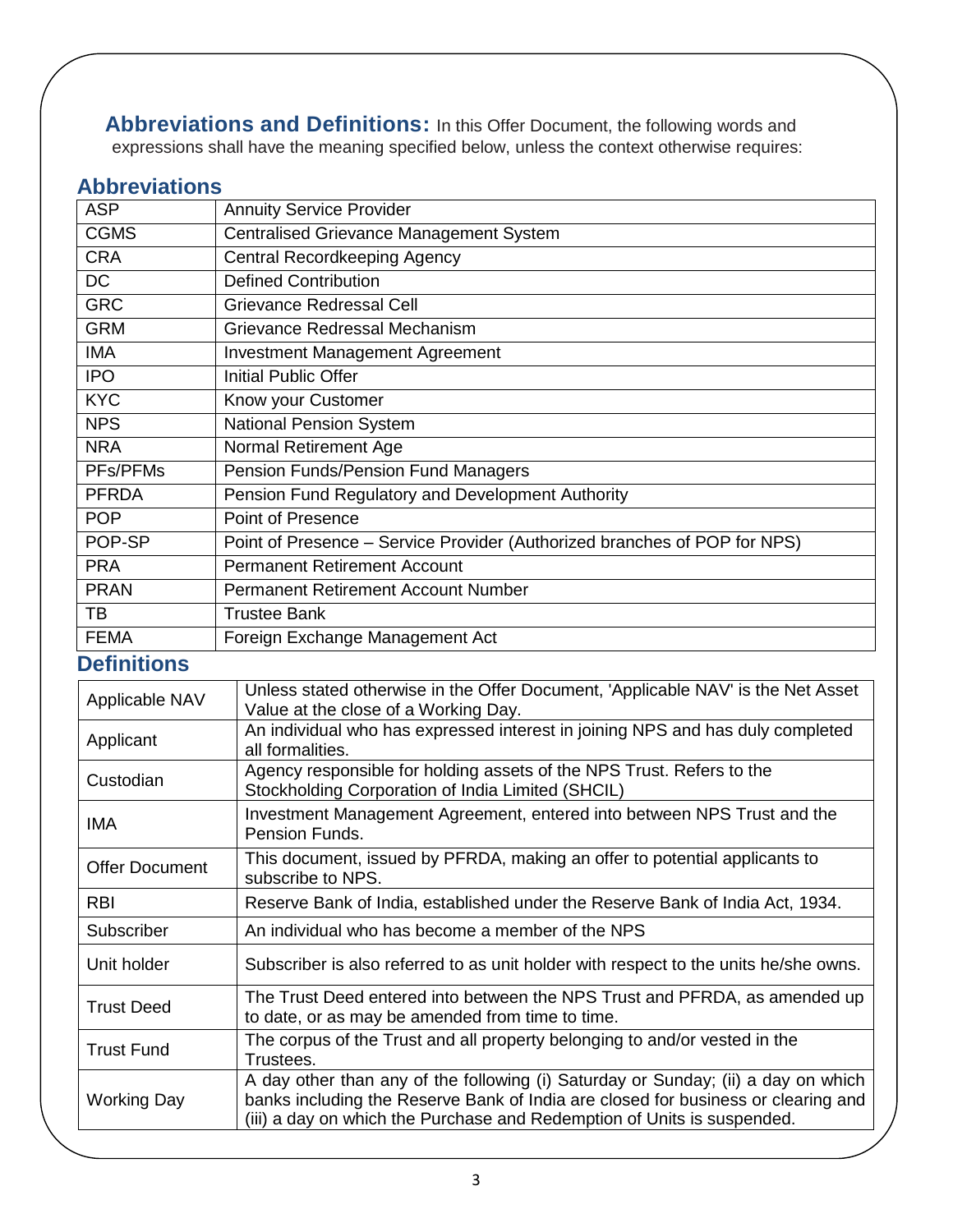## Abbreviations and Definitions:

In this Offer Document, the following words and expressions shall have the meaning specified below, unless the context otherwise requires:

### Abbreviations

| | |
|---|---|
| ASP | Annuity Service Provider |
| CGMS | Centralised Grievance Management System |
| CRA | Central Recordkeeping Agency |
| DC | Defined Contribution |
| GRC | Grievance Redressal Cell |
| GRM | Grievance Redressal Mechanism |
| IMA | Investment Management Agreement |
| IPO | Initial Public Offer |
| KYC | Know your Customer |
| NPS | National Pension System |
| NRA | Normal Retirement Age |
| PFs/PFMs | Pension Funds/Pension Fund Managers |
| PFRDA | Pension Fund Regulatory and Development Authority |
| POP | Point of Presence |
| POP-SP | Point of Presence – Service Provider (Authorized branches of POP for NPS) |
| PRA | Permanent Retirement Account |
| PRAN | Permanent Retirement Account Number |
| TB | Trustee Bank |
| FEMA | Foreign Exchange Management Act |

### Definitions

| | |
|---|---|
| Applicable NAV | Unless stated otherwise in the Offer Document, 'Applicable NAV' is the Net Asset Value at the close of a Working Day. |
| Applicant | An individual who has expressed interest in joining NPS and has duly completed all formalities. |
| Custodian | Agency responsible for holding assets of the NPS Trust. Refers to the Stockholding Corporation of India Limited (SHCIL) |
| IMA | Investment Management Agreement, entered into between NPS Trust and the Pension Funds. |
| Offer Document | This document, issued by PFRDA, making an offer to potential applicants to subscribe to NPS. |
| RBI | Reserve Bank of India, established under the Reserve Bank of India Act, 1934. |
| Subscriber | An individual who has become a member of the NPS |
| Unit holder | Subscriber is also referred to as unit holder with respect to the units he/she owns. |
| Trust Deed | The Trust Deed entered into between the NPS Trust and PFRDA, as amended up to date, or as may be amended from time to time. |
| Trust Fund | The corpus of the Trust and all property belonging to and/or vested in the Trustees. |
| Working Day | A day other than any of the following (i) Saturday or Sunday; (ii) a day on which banks including the Reserve Bank of India are closed for business or clearing and (iii) a day on which the Purchase and Redemption of Units is suspended. |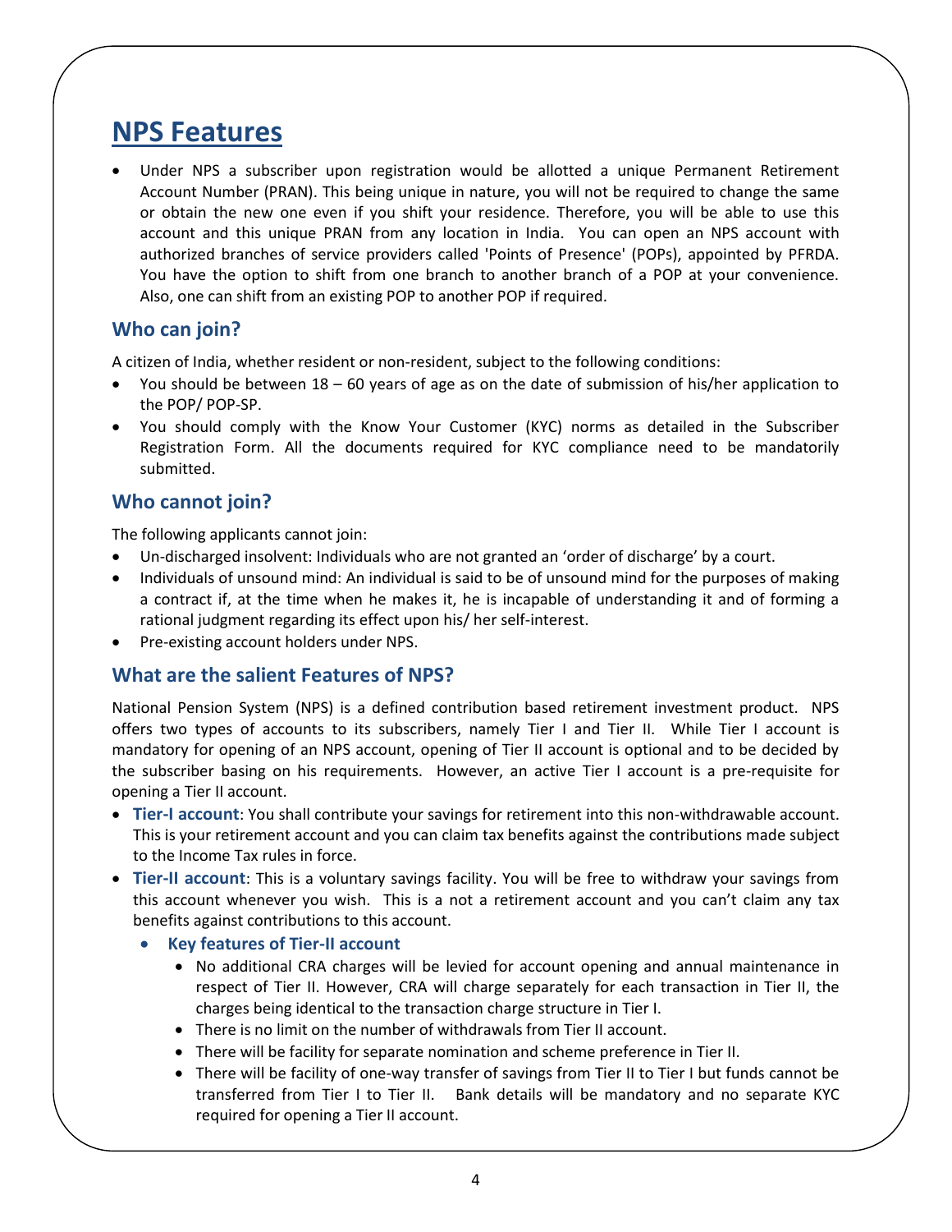# NPS Features

- Under NPS a subscriber upon registration would be allotted a unique Permanent Retirement Account Number (PRAN). This being unique in nature, you will not be required to change the same or obtain the new one even if you shift your residence. Therefore, you will be able to use this account and this unique PRAN from any location in India. You can open an NPS account with authorized branches of service providers called 'Points of Presence' (POPs), appointed by PFRDA. You have the option to shift from one branch to another branch of a POP at your convenience. Also, one can shift from an existing POP to another POP if required.

## Who can join?

A citizen of India, whether resident or non-resident, subject to the following conditions:

- You should be between 18 – 60 years of age as on the date of submission of his/her application to the POP/ POP-SP.
- You should comply with the Know Your Customer (KYC) norms as detailed in the Subscriber Registration Form. All the documents required for KYC compliance need to be mandatorily submitted.

## Who cannot join?

The following applicants cannot join:

- Un-discharged insolvent: Individuals who are not granted an 'order of discharge' by a court.
- Individuals of unsound mind: An individual is said to be of unsound mind for the purposes of making a contract if, at the time when he makes it, he is incapable of understanding it and of forming a rational judgment regarding its effect upon his/ her self-interest.
- Pre-existing account holders under NPS.

## What are the salient Features of NPS?

National Pension System (NPS) is a defined contribution based retirement investment product. NPS offers two types of accounts to its subscribers, namely Tier I and Tier II. While Tier I account is mandatory for opening of an NPS account, opening of Tier II account is optional and to be decided by the subscriber basing on his requirements. However, an active Tier I account is a pre-requisite for opening a Tier II account.

- **Tier-I account**: You shall contribute your savings for retirement into this non-withdrawable account. This is your retirement account and you can claim tax benefits against the contributions made subject to the Income Tax rules in force.
- **Tier-II account**: This is a voluntary savings facility. You will be free to withdraw your savings from this account whenever you wish. This is a not a retirement account and you can't claim any tax benefits against contributions to this account.
  - **Key features of Tier-II account**
    - No additional CRA charges will be levied for account opening and annual maintenance in respect of Tier II. However, CRA will charge separately for each transaction in Tier II, the charges being identical to the transaction charge structure in Tier I.
    - There is no limit on the number of withdrawals from Tier II account.
    - There will be facility for separate nomination and scheme preference in Tier II.
    - There will be facility of one-way transfer of savings from Tier II to Tier I but funds cannot be transferred from Tier I to Tier II. Bank details will be mandatory and no separate KYC required for opening a Tier II account.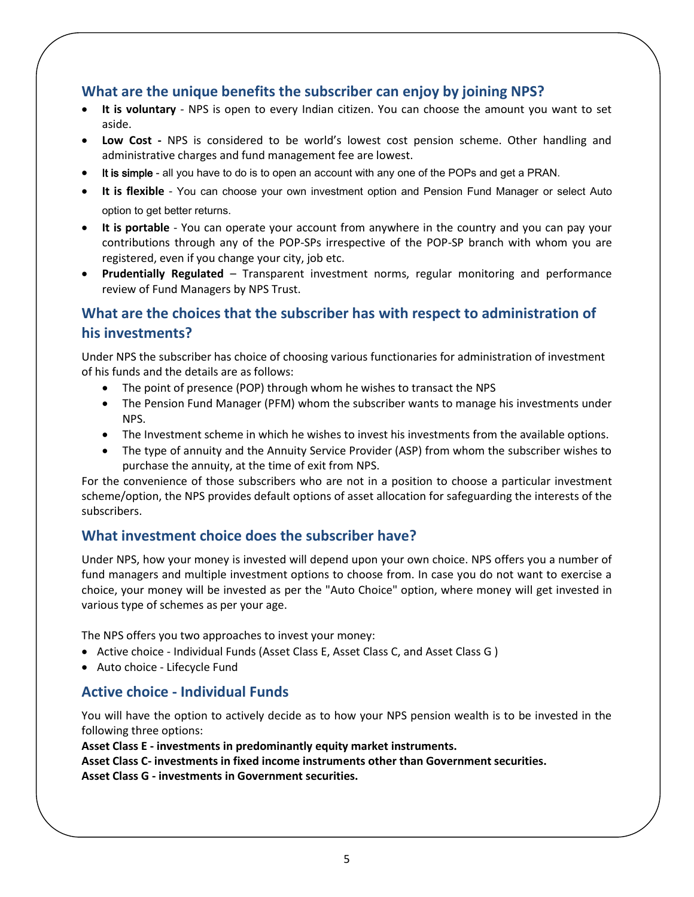## What are the unique benefits the subscriber can enjoy by joining NPS?

- **It is voluntary** - NPS is open to every Indian citizen. You can choose the amount you want to set aside.
- **Low Cost -** NPS is considered to be world's lowest cost pension scheme. Other handling and administrative charges and fund management fee are lowest.
- It is simple - all you have to do is to open an account with any one of the POPs and get a PRAN.
- **It is flexible** - You can choose your own investment option and Pension Fund Manager or select Auto option to get better returns.
- **It is portable** - You can operate your account from anywhere in the country and you can pay your contributions through any of the POP-SPs irrespective of the POP-SP branch with whom you are registered, even if you change your city, job etc.
- **Prudentially Regulated** – Transparent investment norms, regular monitoring and performance review of Fund Managers by NPS Trust.

## What are the choices that the subscriber has with respect to administration of his investments?

Under NPS the subscriber has choice of choosing various functionaries for administration of investment of his funds and the details are as follows:

- The point of presence (POP) through whom he wishes to transact the NPS
- The Pension Fund Manager (PFM) whom the subscriber wants to manage his investments under NPS.
- The Investment scheme in which he wishes to invest his investments from the available options.
- The type of annuity and the Annuity Service Provider (ASP) from whom the subscriber wishes to purchase the annuity, at the time of exit from NPS.

For the convenience of those subscribers who are not in a position to choose a particular investment scheme/option, the NPS provides default options of asset allocation for safeguarding the interests of the subscribers.

## What investment choice does the subscriber have?

Under NPS, how your money is invested will depend upon your own choice. NPS offers you a number of fund managers and multiple investment options to choose from. In case you do not want to exercise a choice, your money will be invested as per the "Auto Choice" option, where money will get invested in various type of schemes as per your age.

The NPS offers you two approaches to invest your money:

- Active choice - Individual Funds (Asset Class E, Asset Class C, and Asset Class G )
- Auto choice - Lifecycle Fund

## Active choice - Individual Funds

You will have the option to actively decide as to how your NPS pension wealth is to be invested in the following three options:

**Asset Class E - investments in predominantly equity market instruments.**
**Asset Class C- investments in fixed income instruments other than Government securities.**
**Asset Class G - investments in Government securities.**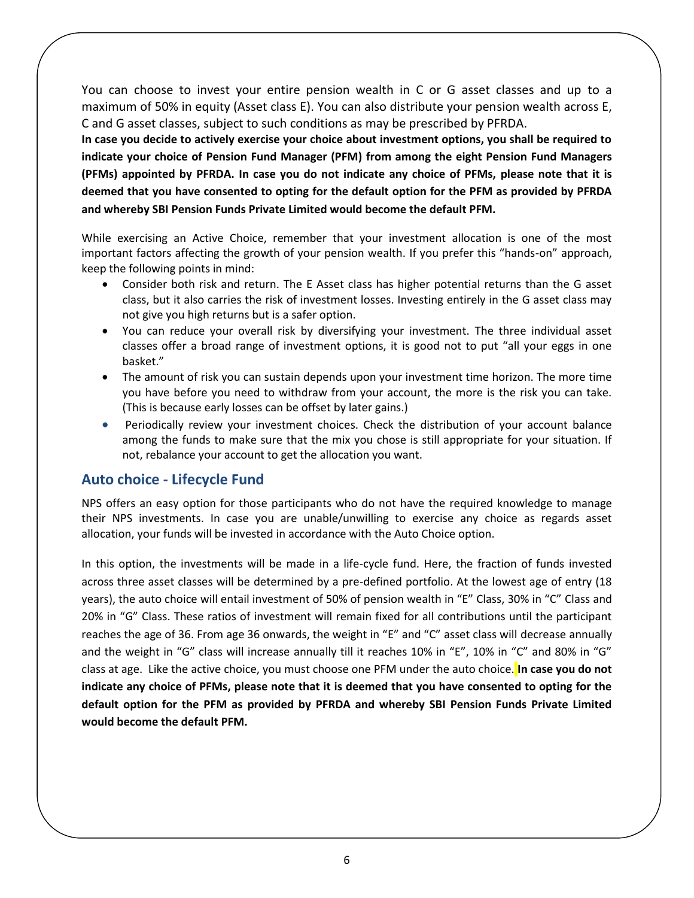You can choose to invest your entire pension wealth in C or G asset classes and up to a maximum of 50% in equity (Asset class E). You can also distribute your pension wealth across E, C and G asset classes, subject to such conditions as may be prescribed by PFRDA.

**In case you decide to actively exercise your choice about investment options, you shall be required to indicate your choice of Pension Fund Manager (PFM) from among the eight Pension Fund Managers (PFMs) appointed by PFRDA. In case you do not indicate any choice of PFMs, please note that it is deemed that you have consented to opting for the default option for the PFM as provided by PFRDA and whereby SBI Pension Funds Private Limited would become the default PFM.**

While exercising an Active Choice, remember that your investment allocation is one of the most important factors affecting the growth of your pension wealth. If you prefer this "hands-on" approach, keep the following points in mind:

- Consider both risk and return. The E Asset class has higher potential returns than the G asset class, but it also carries the risk of investment losses. Investing entirely in the G asset class may not give you high returns but is a safer option.
- You can reduce your overall risk by diversifying your investment. The three individual asset classes offer a broad range of investment options, it is good not to put "all your eggs in one basket."
- The amount of risk you can sustain depends upon your investment time horizon. The more time you have before you need to withdraw from your account, the more is the risk you can take. (This is because early losses can be offset by later gains.)
- Periodically review your investment choices. Check the distribution of your account balance among the funds to make sure that the mix you chose is still appropriate for your situation. If not, rebalance your account to get the allocation you want.

## Auto choice - Lifecycle Fund

NPS offers an easy option for those participants who do not have the required knowledge to manage their NPS investments. In case you are unable/unwilling to exercise any choice as regards asset allocation, your funds will be invested in accordance with the Auto Choice option.

In this option, the investments will be made in a life-cycle fund. Here, the fraction of funds invested across three asset classes will be determined by a pre-defined portfolio. At the lowest age of entry (18 years), the auto choice will entail investment of 50% of pension wealth in "E" Class, 30% in "C" Class and 20% in "G" Class. These ratios of investment will remain fixed for all contributions until the participant reaches the age of 36. From age 36 onwards, the weight in "E" and "C" asset class will decrease annually and the weight in "G" class will increase annually till it reaches 10% in "E", 10% in "C" and 80% in "G" class at age. Like the active choice, you must choose one PFM under the auto choice. **In case you do not indicate any choice of PFMs, please note that it is deemed that you have consented to opting for the default option for the PFM as provided by PFRDA and whereby SBI Pension Funds Private Limited would become the default PFM.**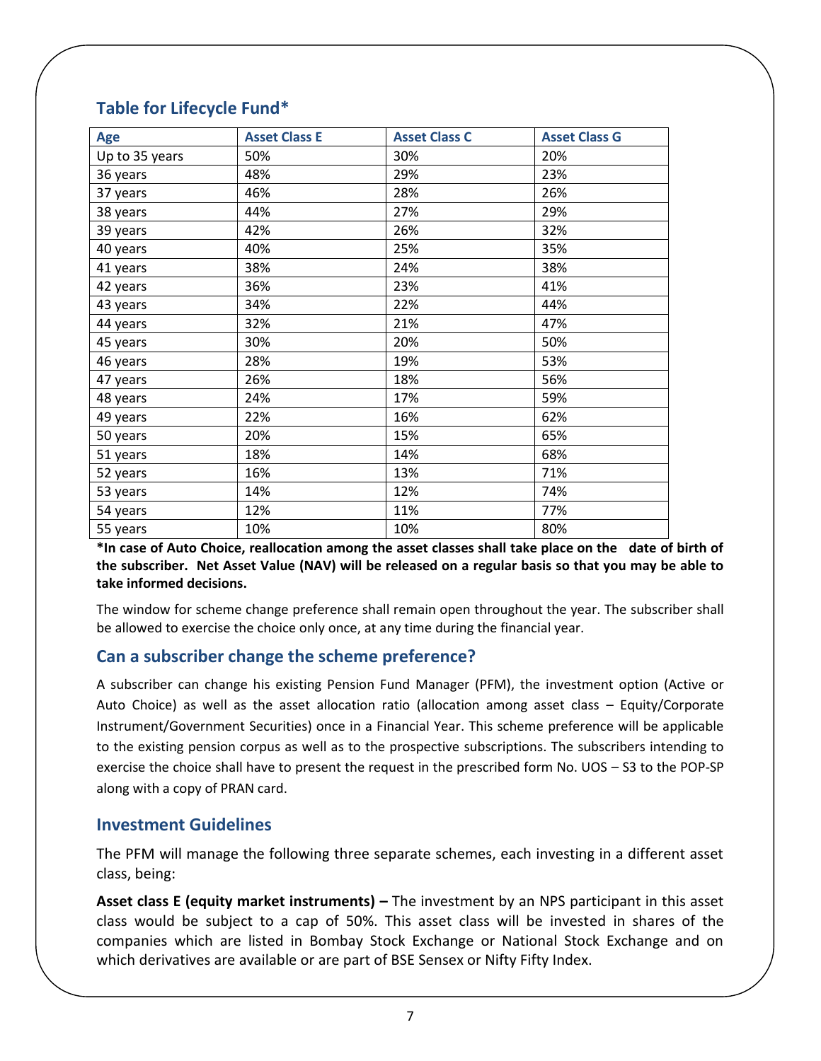## Table for Lifecycle Fund*

| Age | Asset Class E | Asset Class C | Asset Class G |
|---|---|---|---|
| Up to 35 years | 50% | 30% | 20% |
| 36 years | 48% | 29% | 23% |
| 37 years | 46% | 28% | 26% |
| 38 years | 44% | 27% | 29% |
| 39 years | 42% | 26% | 32% |
| 40 years | 40% | 25% | 35% |
| 41 years | 38% | 24% | 38% |
| 42 years | 36% | 23% | 41% |
| 43 years | 34% | 22% | 44% |
| 44 years | 32% | 21% | 47% |
| 45 years | 30% | 20% | 50% |
| 46 years | 28% | 19% | 53% |
| 47 years | 26% | 18% | 56% |
| 48 years | 24% | 17% | 59% |
| 49 years | 22% | 16% | 62% |
| 50 years | 20% | 15% | 65% |
| 51 years | 18% | 14% | 68% |
| 52 years | 16% | 13% | 71% |
| 53 years | 14% | 12% | 74% |
| 54 years | 12% | 11% | 77% |
| 55 years | 10% | 10% | 80% |

**\*In case of Auto Choice, reallocation among the asset classes shall take place on the date of birth of the subscriber. Net Asset Value (NAV) will be released on a regular basis so that you may be able to take informed decisions.**

The window for scheme change preference shall remain open throughout the year. The subscriber shall be allowed to exercise the choice only once, at any time during the financial year.

## Can a subscriber change the scheme preference?

A subscriber can change his existing Pension Fund Manager (PFM), the investment option (Active or Auto Choice) as well as the asset allocation ratio (allocation among asset class – Equity/Corporate Instrument/Government Securities) once in a Financial Year. This scheme preference will be applicable to the existing pension corpus as well as to the prospective subscriptions. The subscribers intending to exercise the choice shall have to present the request in the prescribed form No. UOS – S3 to the POP-SP along with a copy of PRAN card.

## Investment Guidelines

The PFM will manage the following three separate schemes, each investing in a different asset class, being:

**Asset class E (equity market instruments) –** The investment by an NPS participant in this asset class would be subject to a cap of 50%. This asset class will be invested in shares of the companies which are listed in Bombay Stock Exchange or National Stock Exchange and on which derivatives are available or are part of BSE Sensex or Nifty Fifty Index.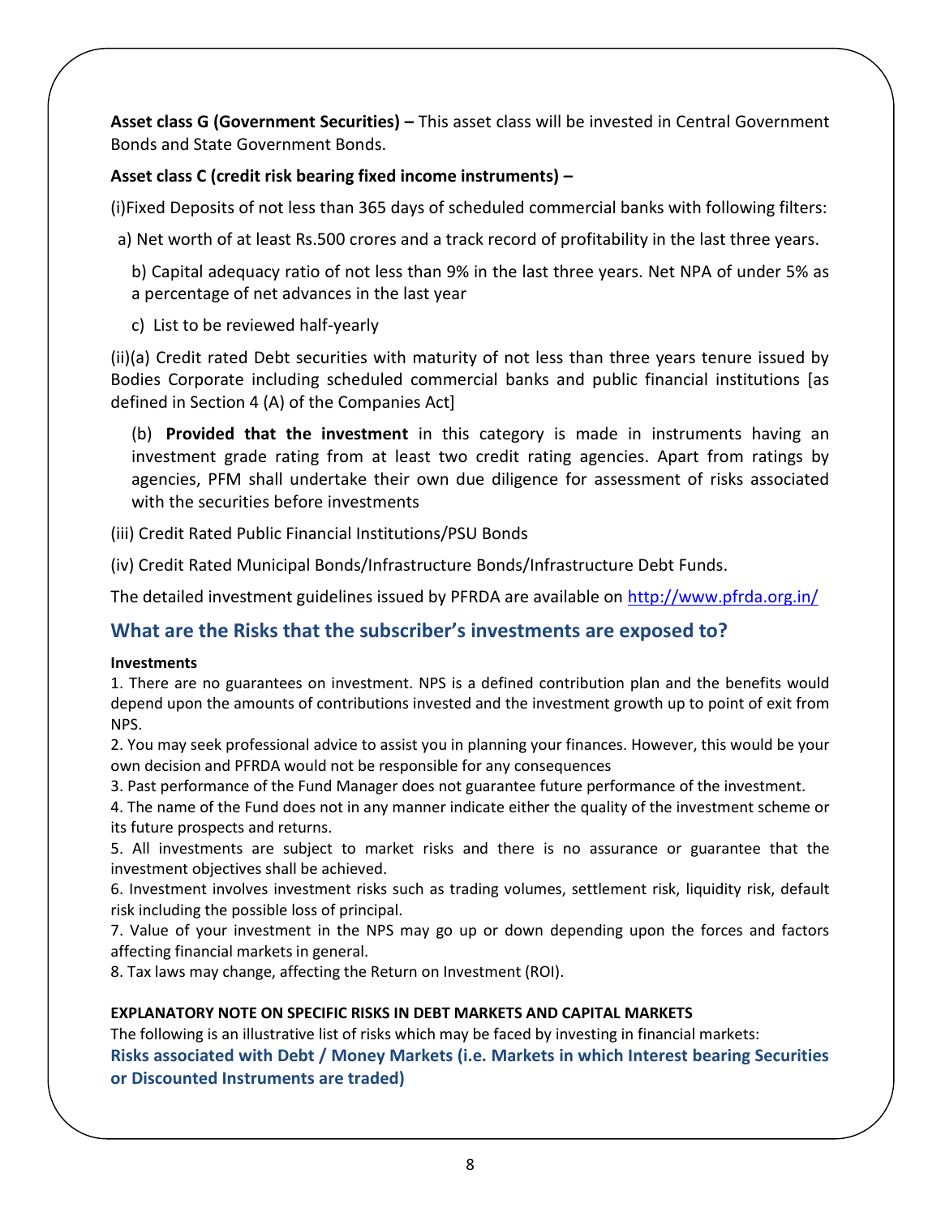**Asset class G (Government Securities) –** This asset class will be invested in Central Government Bonds and State Government Bonds.

**Asset class C (credit risk bearing fixed income instruments) –**

(i)Fixed Deposits of not less than 365 days of scheduled commercial banks with following filters:

a) Net worth of at least Rs.500 crores and a track record of profitability in the last three years.

b) Capital adequacy ratio of not less than 9% in the last three years. Net NPA of under 5% as a percentage of net advances in the last year

c) List to be reviewed half-yearly

(ii)(a) Credit rated Debt securities with maturity of not less than three years tenure issued by Bodies Corporate including scheduled commercial banks and public financial institutions [as defined in Section 4 (A) of the Companies Act]

(b) **Provided that the investment** in this category is made in instruments having an investment grade rating from at least two credit rating agencies. Apart from ratings by agencies, PFM shall undertake their own due diligence for assessment of risks associated with the securities before investments

(iii) Credit Rated Public Financial Institutions/PSU Bonds

(iv) Credit Rated Municipal Bonds/Infrastructure Bonds/Infrastructure Debt Funds.

The detailed investment guidelines issued by PFRDA are available on http://www.pfrda.org.in/

## What are the Risks that the subscriber's investments are exposed to?

**Investments**

1. There are no guarantees on investment. NPS is a defined contribution plan and the benefits would depend upon the amounts of contributions invested and the investment growth up to point of exit from NPS.
2. You may seek professional advice to assist you in planning your finances. However, this would be your own decision and PFRDA would not be responsible for any consequences
3. Past performance of the Fund Manager does not guarantee future performance of the investment.
4. The name of the Fund does not in any manner indicate either the quality of the investment scheme or its future prospects and returns.
5. All investments are subject to market risks and there is no assurance or guarantee that the investment objectives shall be achieved.
6. Investment involves investment risks such as trading volumes, settlement risk, liquidity risk, default risk including the possible loss of principal.
7. Value of your investment in the NPS may go up or down depending upon the forces and factors affecting financial markets in general.
8. Tax laws may change, affecting the Return on Investment (ROI).

**EXPLANATORY NOTE ON SPECIFIC RISKS IN DEBT MARKETS AND CAPITAL MARKETS**

The following is an illustrative list of risks which may be faced by investing in financial markets:

### Risks associated with Debt / Money Markets (i.e. Markets in which Interest bearing Securities or Discounted Instruments are traded)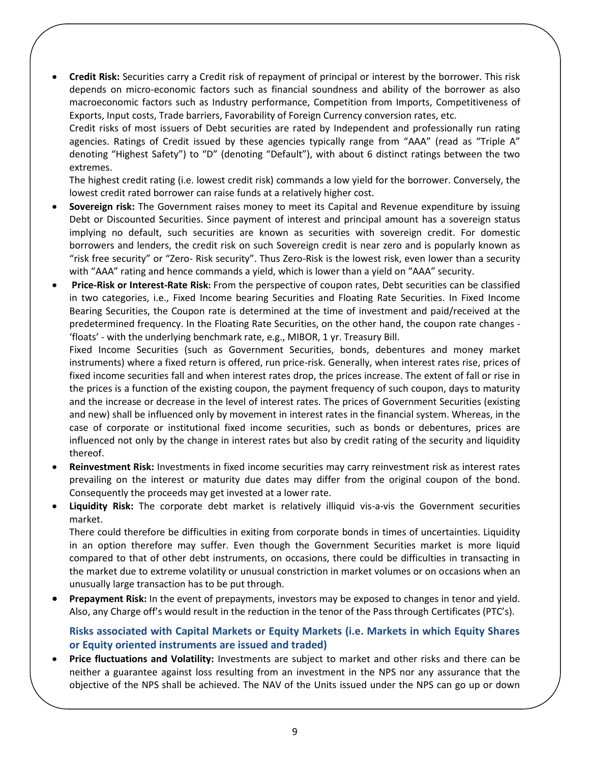- **Credit Risk:** Securities carry a Credit risk of repayment of principal or interest by the borrower. This risk depends on micro-economic factors such as financial soundness and ability of the borrower as also macroeconomic factors such as Industry performance, Competition from Imports, Competitiveness of Exports, Input costs, Trade barriers, Favorability of Foreign Currency conversion rates, etc.

  Credit risks of most issuers of Debt securities are rated by Independent and professionally run rating agencies. Ratings of Credit issued by these agencies typically range from "AAA" (read as "Triple A" denoting "Highest Safety") to "D" (denoting "Default"), with about 6 distinct ratings between the two extremes.

  The highest credit rating (i.e. lowest credit risk) commands a low yield for the borrower. Conversely, the lowest credit rated borrower can raise funds at a relatively higher cost.

- **Sovereign risk:** The Government raises money to meet its Capital and Revenue expenditure by issuing Debt or Discounted Securities. Since payment of interest and principal amount has a sovereign status implying no default, such securities are known as securities with sovereign credit. For domestic borrowers and lenders, the credit risk on such Sovereign credit is near zero and is popularly known as "risk free security" or "Zero- Risk security". Thus Zero-Risk is the lowest risk, even lower than a security with "AAA" rating and hence commands a yield, which is lower than a yield on "AAA" security.

- **Price-Risk or Interest-Rate Risk:** From the perspective of coupon rates, Debt securities can be classified in two categories, i.e., Fixed Income bearing Securities and Floating Rate Securities. In Fixed Income Bearing Securities, the Coupon rate is determined at the time of investment and paid/received at the predetermined frequency. In the Floating Rate Securities, on the other hand, the coupon rate changes - 'floats' - with the underlying benchmark rate, e.g., MIBOR, 1 yr. Treasury Bill.

  Fixed Income Securities (such as Government Securities, bonds, debentures and money market instruments) where a fixed return is offered, run price-risk. Generally, when interest rates rise, prices of fixed income securities fall and when interest rates drop, the prices increase. The extent of fall or rise in the prices is a function of the existing coupon, the payment frequency of such coupon, days to maturity and the increase or decrease in the level of interest rates. The prices of Government Securities (existing and new) shall be influenced only by movement in interest rates in the financial system. Whereas, in the case of corporate or institutional fixed income securities, such as bonds or debentures, prices are influenced not only by the change in interest rates but also by credit rating of the security and liquidity thereof.

- **Reinvestment Risk:** Investments in fixed income securities may carry reinvestment risk as interest rates prevailing on the interest or maturity due dates may differ from the original coupon of the bond. Consequently the proceeds may get invested at a lower rate.

- **Liquidity Risk:** The corporate debt market is relatively illiquid vis-a-vis the Government securities market.

  There could therefore be difficulties in exiting from corporate bonds in times of uncertainties. Liquidity in an option therefore may suffer. Even though the Government Securities market is more liquid compared to that of other debt instruments, on occasions, there could be difficulties in transacting in the market due to extreme volatility or unusual constriction in market volumes or on occasions when an unusually large transaction has to be put through.

- **Prepayment Risk:** In the event of prepayments, investors may be exposed to changes in tenor and yield. Also, any Charge off's would result in the reduction in the tenor of the Pass through Certificates (PTC's).

### Risks associated with Capital Markets or Equity Markets (i.e. Markets in which Equity Shares or Equity oriented instruments are issued and traded)

- **Price fluctuations and Volatility:** Investments are subject to market and other risks and there can be neither a guarantee against loss resulting from an investment in the NPS nor any assurance that the objective of the NPS shall be achieved. The NAV of the Units issued under the NPS can go up or down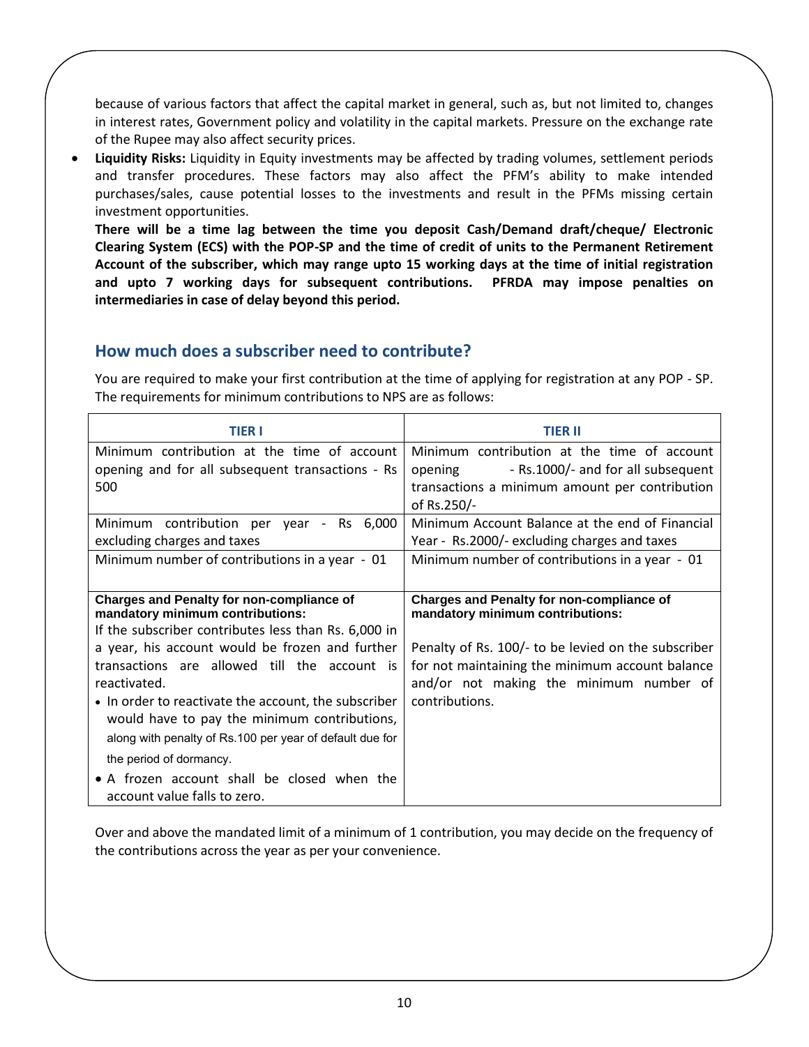because of various factors that affect the capital market in general, such as, but not limited to, changes in interest rates, Government policy and volatility in the capital markets. Pressure on the exchange rate of the Rupee may also affect security prices.

- **Liquidity Risks:** Liquidity in Equity investments may be affected by trading volumes, settlement periods and transfer procedures. These factors may also affect the PFM's ability to make intended purchases/sales, cause potential losses to the investments and result in the PFMs missing certain investment opportunities.

  **There will be a time lag between the time you deposit Cash/Demand draft/cheque/ Electronic Clearing System (ECS) with the POP-SP and the time of credit of units to the Permanent Retirement Account of the subscriber, which may range upto 15 working days at the time of initial registration and upto 7 working days for subsequent contributions. PFRDA may impose penalties on intermediaries in case of delay beyond this period.**

## How much does a subscriber need to contribute?

You are required to make your first contribution at the time of applying for registration at any POP - SP. The requirements for minimum contributions to NPS are as follows:

| TIER I | TIER II |
|---|---|
| Minimum contribution at the time of account opening and for all subsequent transactions - Rs 500 | Minimum contribution at the time of account opening - Rs.1000/- and for all subsequent transactions a minimum amount per contribution of Rs.250/- |
| Minimum contribution per year - Rs 6,000 excluding charges and taxes | Minimum Account Balance at the end of Financial Year - Rs.2000/- excluding charges and taxes |
| Minimum number of contributions in a year - 01 | Minimum number of contributions in a year - 01 |
| **Charges and Penalty for non-compliance of mandatory minimum contributions:**<br>If the subscriber contributes less than Rs. 6,000 in a year, his account would be frozen and further transactions are allowed till the account is reactivated.<br>• In order to reactivate the account, the subscriber would have to pay the minimum contributions, along with penalty of Rs.100 per year of default due for the period of dormancy.<br>• A frozen account shall be closed when the account value falls to zero. | **Charges and Penalty for non-compliance of mandatory minimum contributions:**<br><br>Penalty of Rs. 100/- to be levied on the subscriber for not maintaining the minimum account balance and/or not making the minimum number of contributions. |

Over and above the mandated limit of a minimum of 1 contribution, you may decide on the frequency of the contributions across the year as per your convenience.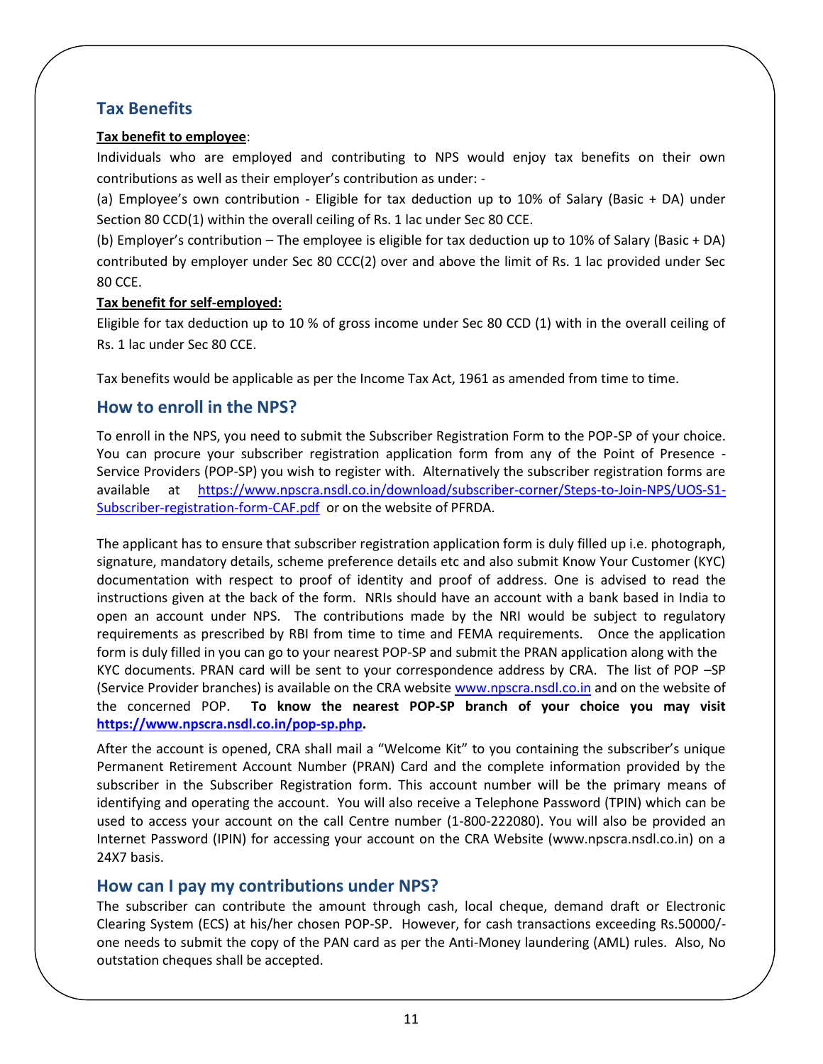## Tax Benefits

**<u>Tax benefit to employee</u>**:

Individuals who are employed and contributing to NPS would enjoy tax benefits on their own contributions as well as their employer's contribution as under: -

(a) Employee's own contribution - Eligible for tax deduction up to 10% of Salary (Basic + DA) under Section 80 CCD(1) within the overall ceiling of Rs. 1 lac under Sec 80 CCE.

(b) Employer's contribution – The employee is eligible for tax deduction up to 10% of Salary (Basic + DA) contributed by employer under Sec 80 CCC(2) over and above the limit of Rs. 1 lac provided under Sec 80 CCE.

**<u>Tax benefit for self-employed:</u>**

Eligible for tax deduction up to 10 % of gross income under Sec 80 CCD (1) with in the overall ceiling of Rs. 1 lac under Sec 80 CCE.

Tax benefits would be applicable as per the Income Tax Act, 1961 as amended from time to time.

## How to enroll in the NPS?

To enroll in the NPS, you need to submit the Subscriber Registration Form to the POP-SP of your choice. You can procure your subscriber registration application form from any of the Point of Presence - Service Providers (POP-SP) you wish to register with. Alternatively the subscriber registration forms are available at https://www.npscra.nsdl.co.in/download/subscriber-corner/Steps-to-Join-NPS/UOS-S1-Subscriber-registration-form-CAF.pdf or on the website of PFRDA.

The applicant has to ensure that subscriber registration application form is duly filled up i.e. photograph, signature, mandatory details, scheme preference details etc and also submit Know Your Customer (KYC) documentation with respect to proof of identity and proof of address. One is advised to read the instructions given at the back of the form. NRIs should have an account with a bank based in India to open an account under NPS. The contributions made by the NRI would be subject to regulatory requirements as prescribed by RBI from time to time and FEMA requirements. Once the application form is duly filled in you can go to your nearest POP-SP and submit the PRAN application along with the KYC documents. PRAN card will be sent to your correspondence address by CRA. The list of POP –SP (Service Provider branches) is available on the CRA website www.npscra.nsdl.co.in and on the website of the concerned POP. **To know the nearest POP-SP branch of your choice you may visit https://www.npscra.nsdl.co.in/pop-sp.php.**

After the account is opened, CRA shall mail a "Welcome Kit" to you containing the subscriber's unique Permanent Retirement Account Number (PRAN) Card and the complete information provided by the subscriber in the Subscriber Registration form. This account number will be the primary means of identifying and operating the account. You will also receive a Telephone Password (TPIN) which can be used to access your account on the call Centre number (1-800-222080). You will also be provided an Internet Password (IPIN) for accessing your account on the CRA Website (www.npscra.nsdl.co.in) on a 24X7 basis.

## How can I pay my contributions under NPS?

The subscriber can contribute the amount through cash, local cheque, demand draft or Electronic Clearing System (ECS) at his/her chosen POP-SP. However, for cash transactions exceeding Rs.50000/- one needs to submit the copy of the PAN card as per the Anti-Money laundering (AML) rules. Also, No outstation cheques shall be accepted.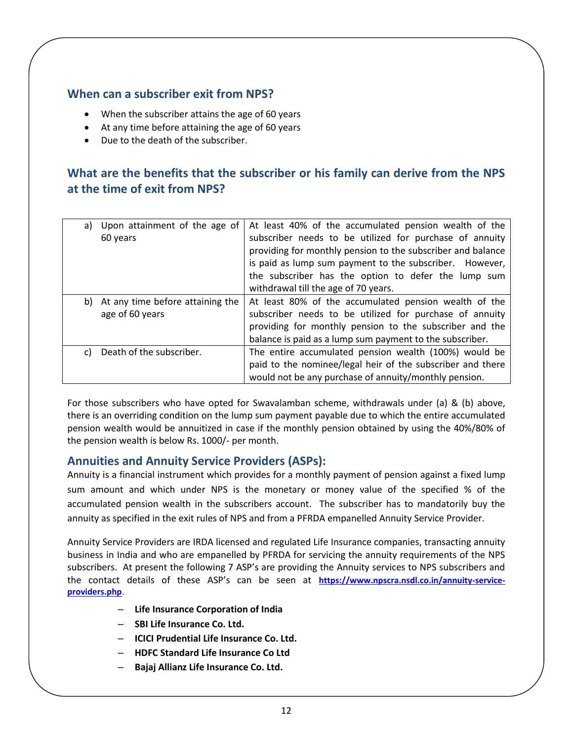## When can a subscriber exit from NPS?

- When the subscriber attains the age of 60 years
- At any time before attaining the age of 60 years
- Due to the death of the subscriber.

## What are the benefits that the subscriber or his family can derive from the NPS at the time of exit from NPS?

| | |
|---|---|
| a) Upon attainment of the age of 60 years | At least 40% of the accumulated pension wealth of the subscriber needs to be utilized for purchase of annuity providing for monthly pension to the subscriber and balance is paid as lump sum payment to the subscriber. However, the subscriber has the option to defer the lump sum withdrawal till the age of 70 years. |
| b) At any time before attaining the age of 60 years | At least 80% of the accumulated pension wealth of the subscriber needs to be utilized for purchase of annuity providing for monthly pension to the subscriber and the balance is paid as a lump sum payment to the subscriber. |
| c) Death of the subscriber. | The entire accumulated pension wealth (100%) would be paid to the nominee/legal heir of the subscriber and there would not be any purchase of annuity/monthly pension. |

For those subscribers who have opted for Swavalamban scheme, withdrawals under (a) & (b) above, there is an overriding condition on the lump sum payment payable due to which the entire accumulated pension wealth would be annuitized in case if the monthly pension obtained by using the 40%/80% of the pension wealth is below Rs. 1000/- per month.

## Annuities and Annuity Service Providers (ASPs):

Annuity is a financial instrument which provides for a monthly payment of pension against a fixed lump sum amount and which under NPS is the monetary or money value of the specified % of the accumulated pension wealth in the subscribers account. The subscriber has to mandatorily buy the annuity as specified in the exit rules of NPS and from a PFRDA empanelled Annuity Service Provider.

Annuity Service Providers are IRDA licensed and regulated Life Insurance companies, transacting annuity business in India and who are empanelled by PFRDA for servicing the annuity requirements of the NPS subscribers. At present the following 7 ASP's are providing the Annuity services to NPS subscribers and the contact details of these ASP's can be seen at **https://www.npscra.nsdl.co.in/annuity-service-providers.php**.

- **Life Insurance Corporation of India**
- **SBI Life Insurance Co. Ltd.**
- **ICICI Prudential Life Insurance Co. Ltd.**
- **HDFC Standard Life Insurance Co Ltd**
- **Bajaj Allianz Life Insurance Co. Ltd.**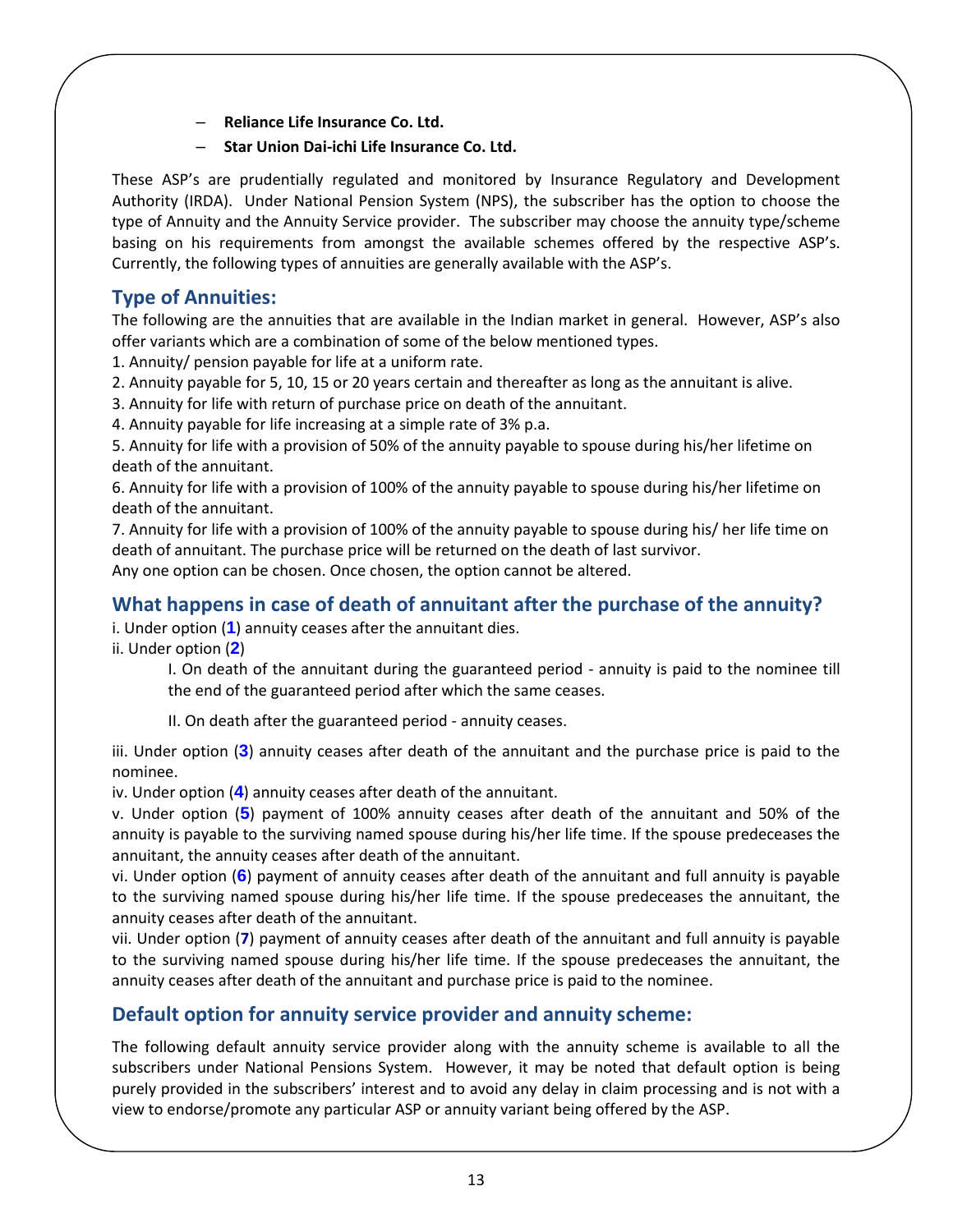- **Reliance Life Insurance Co. Ltd.**
- **Star Union Dai-ichi Life Insurance Co. Ltd.**

These ASP's are prudentially regulated and monitored by Insurance Regulatory and Development Authority (IRDA). Under National Pension System (NPS), the subscriber has the option to choose the type of Annuity and the Annuity Service provider. The subscriber may choose the annuity type/scheme basing on his requirements from amongst the available schemes offered by the respective ASP's. Currently, the following types of annuities are generally available with the ASP's.

## Type of Annuities:

The following are the annuities that are available in the Indian market in general. However, ASP's also offer variants which are a combination of some of the below mentioned types.

1. Annuity/ pension payable for life at a uniform rate.
2. Annuity payable for 5, 10, 15 or 20 years certain and thereafter as long as the annuitant is alive.
3. Annuity for life with return of purchase price on death of the annuitant.
4. Annuity payable for life increasing at a simple rate of 3% p.a.
5. Annuity for life with a provision of 50% of the annuity payable to spouse during his/her lifetime on death of the annuitant.
6. Annuity for life with a provision of 100% of the annuity payable to spouse during his/her lifetime on death of the annuitant.
7. Annuity for life with a provision of 100% of the annuity payable to spouse during his/ her life time on death of annuitant. The purchase price will be returned on the death of last survivor.

Any one option can be chosen. Once chosen, the option cannot be altered.

## What happens in case of death of annuitant after the purchase of the annuity?

i. Under option (**1**) annuity ceases after the annuitant dies.

ii. Under option (**2**)

> I. On death of the annuitant during the guaranteed period - annuity is paid to the nominee till the end of the guaranteed period after which the same ceases.
>
> II. On death after the guaranteed period - annuity ceases.

iii. Under option (**3**) annuity ceases after death of the annuitant and the purchase price is paid to the nominee.

iv. Under option (**4**) annuity ceases after death of the annuitant.

v. Under option (**5**) payment of 100% annuity ceases after death of the annuitant and 50% of the annuity is payable to the surviving named spouse during his/her life time. If the spouse predeceases the annuitant, the annuity ceases after death of the annuitant.

vi. Under option (**6**) payment of annuity ceases after death of the annuitant and full annuity is payable to the surviving named spouse during his/her life time. If the spouse predeceases the annuitant, the annuity ceases after death of the annuitant.

vii. Under option (**7**) payment of annuity ceases after death of the annuitant and full annuity is payable to the surviving named spouse during his/her life time. If the spouse predeceases the annuitant, the annuity ceases after death of the annuitant and purchase price is paid to the nominee.

## Default option for annuity service provider and annuity scheme:

The following default annuity service provider along with the annuity scheme is available to all the subscribers under National Pensions System. However, it may be noted that default option is being purely provided in the subscribers' interest and to avoid any delay in claim processing and is not with a view to endorse/promote any particular ASP or annuity variant being offered by the ASP.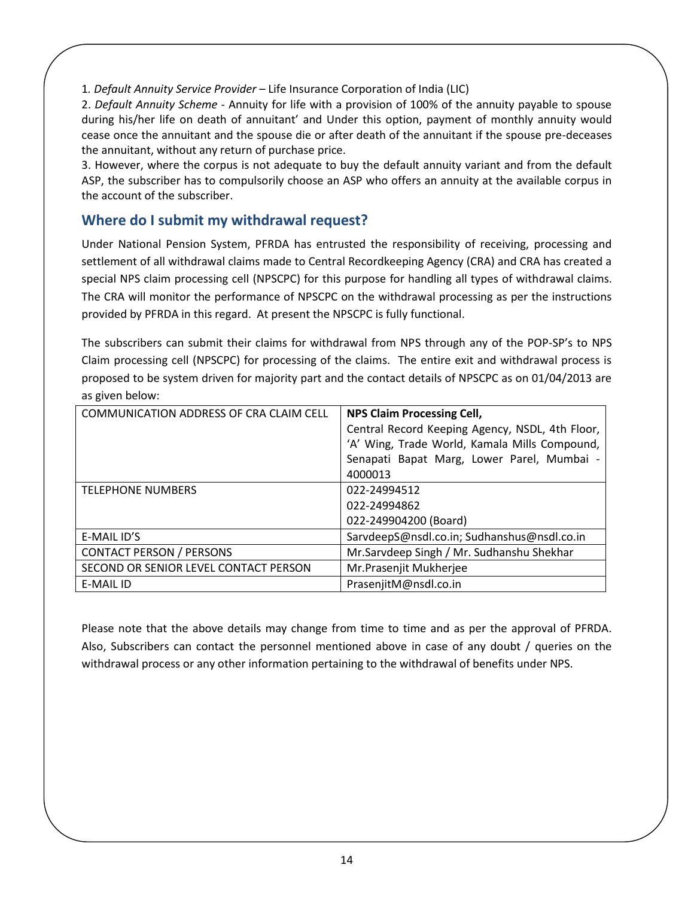1. *Default Annuity Service Provider* – Life Insurance Corporation of India (LIC)

2. *Default Annuity Scheme* - Annuity for life with a provision of 100% of the annuity payable to spouse during his/her life on death of annuitant' and Under this option, payment of monthly annuity would cease once the annuitant and the spouse die or after death of the annuitant if the spouse pre-deceases the annuitant, without any return of purchase price.

3. However, where the corpus is not adequate to buy the default annuity variant and from the default ASP, the subscriber has to compulsorily choose an ASP who offers an annuity at the available corpus in the account of the subscriber.

## Where do I submit my withdrawal request?

Under National Pension System, PFRDA has entrusted the responsibility of receiving, processing and settlement of all withdrawal claims made to Central Recordkeeping Agency (CRA) and CRA has created a special NPS claim processing cell (NPSCPC) for this purpose for handling all types of withdrawal claims. The CRA will monitor the performance of NPSCPC on the withdrawal processing as per the instructions provided by PFRDA in this regard. At present the NPSCPC is fully functional.

The subscribers can submit their claims for withdrawal from NPS through any of the POP-SP's to NPS Claim processing cell (NPSCPC) for processing of the claims. The entire exit and withdrawal process is proposed to be system driven for majority part and the contact details of NPSCPC as on 01/04/2013 are as given below:

| | |
|---|---|
| COMMUNICATION ADDRESS OF CRA CLAIM CELL | **NPS Claim Processing Cell,** Central Record Keeping Agency, NSDL, 4th Floor, 'A' Wing, Trade World, Kamala Mills Compound, Senapati Bapat Marg, Lower Parel, Mumbai - 4000013 |
| TELEPHONE NUMBERS | 022-24994512<br>022-24994862<br>022-249904200 (Board) |
| E-MAIL ID'S | SarvdeepS@nsdl.co.in; Sudhanshus@nsdl.co.in |
| CONTACT PERSON / PERSONS | Mr.Sarvdeep Singh / Mr. Sudhanshu Shekhar |
| SECOND OR SENIOR LEVEL CONTACT PERSON | Mr.Prasenjit Mukherjee |
| E-MAIL ID | PrasenjitM@nsdl.co.in |

Please note that the above details may change from time to time and as per the approval of PFRDA. Also, Subscribers can contact the personnel mentioned above in case of any doubt / queries on the withdrawal process or any other information pertaining to the withdrawal of benefits under NPS.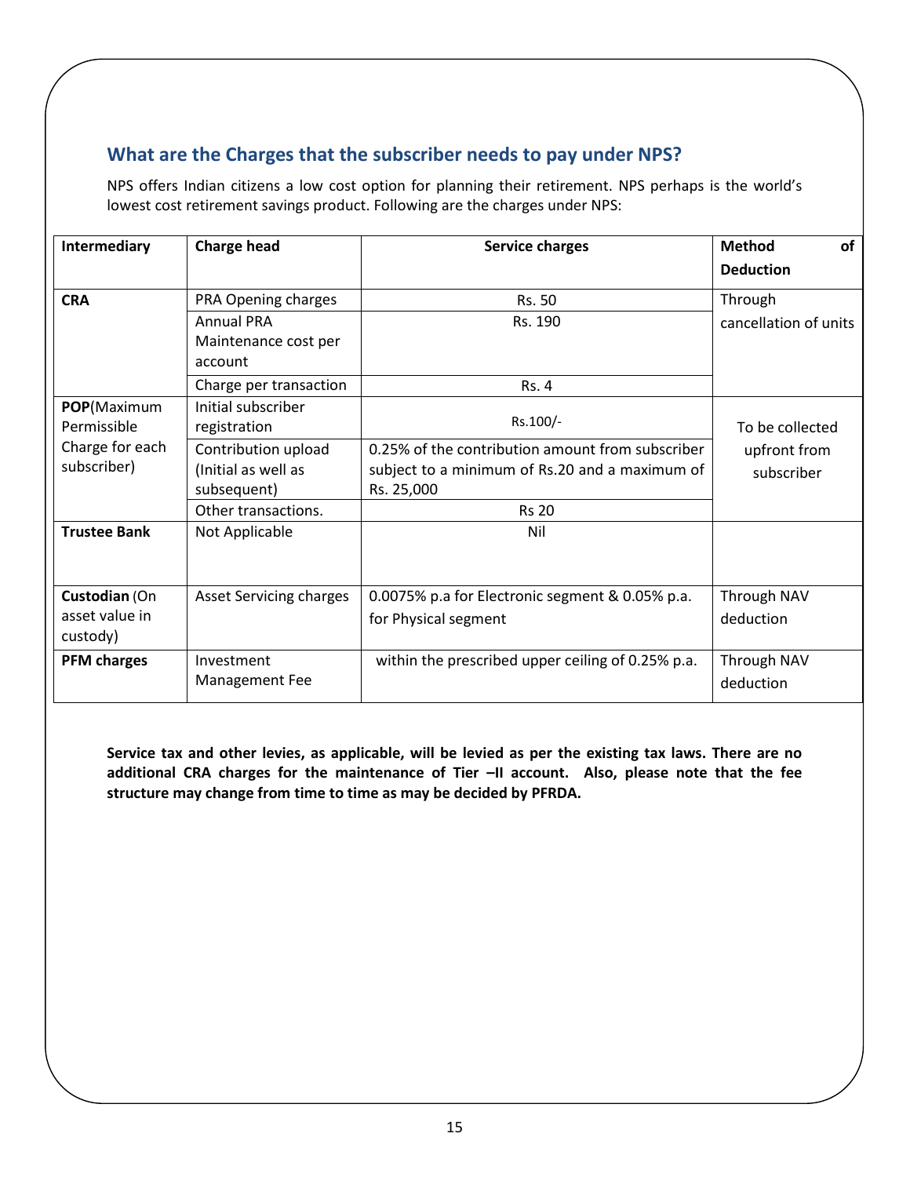## What are the Charges that the subscriber needs to pay under NPS?

NPS offers Indian citizens a low cost option for planning their retirement. NPS perhaps is the world's lowest cost retirement savings product. Following are the charges under NPS:

| Intermediary | Charge head | Service charges | Method of Deduction |
|---|---|---|---|
| **CRA** | PRA Opening charges | Rs. 50 | Through cancellation of units |
| | Annual PRA Maintenance cost per account | Rs. 190 | |
| | Charge per transaction | Rs. 4 | |
| **POP**(Maximum Permissible Charge for each subscriber) | Initial subscriber registration | Rs.100/- | To be collected upfront from subscriber |
| | Contribution upload (Initial as well as subsequent) | 0.25% of the contribution amount from subscriber subject to a minimum of Rs.20 and a maximum of Rs. 25,000 | |
| | Other transactions. | Rs 20 | |
| **Trustee Bank** | Not Applicable | Nil | |
| **Custodian** (On asset value in custody) | Asset Servicing charges | 0.0075% p.a for Electronic segment & 0.05% p.a. for Physical segment | Through NAV deduction |
| **PFM charges** | Investment Management Fee | within the prescribed upper ceiling of 0.25% p.a. | Through NAV deduction |

**Service tax and other levies, as applicable, will be levied as per the existing tax laws. There are no additional CRA charges for the maintenance of Tier –II account. Also, please note that the fee structure may change from time to time as may be decided by PFRDA.**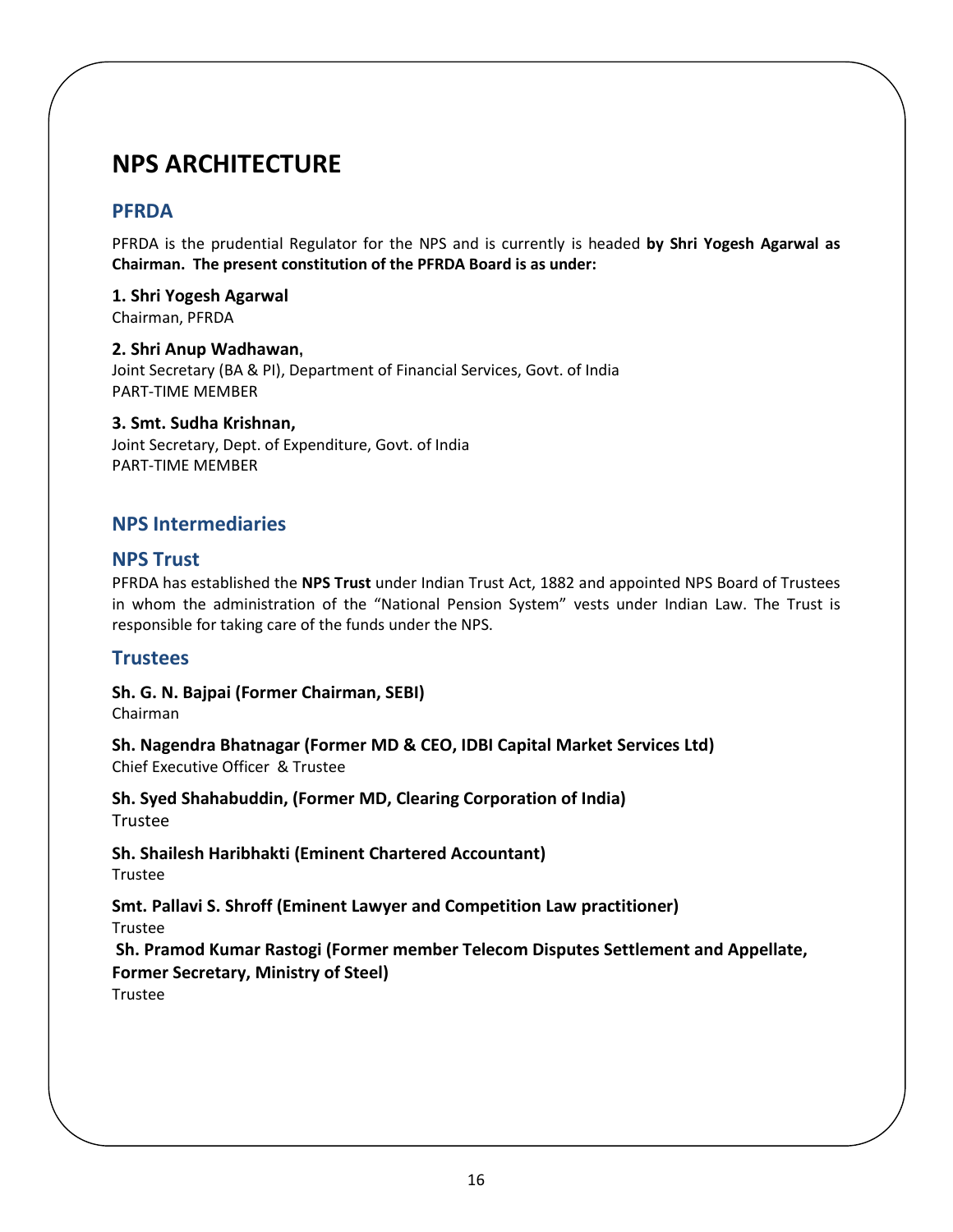# NPS ARCHITECTURE

## PFRDA

PFRDA is the prudential Regulator for the NPS and is currently is headed **by Shri Yogesh Agarwal as Chairman. The present constitution of the PFRDA Board is as under:**

**1. Shri Yogesh Agarwal**
Chairman, PFRDA

**2. Shri Anup Wadhawan,**
Joint Secretary (BA & PI), Department of Financial Services, Govt. of India
PART-TIME MEMBER

**3. Smt. Sudha Krishnan,**
Joint Secretary, Dept. of Expenditure, Govt. of India
PART-TIME MEMBER

## NPS Intermediaries

## NPS Trust

PFRDA has established the **NPS Trust** under Indian Trust Act, 1882 and appointed NPS Board of Trustees in whom the administration of the "National Pension System" vests under Indian Law. The Trust is responsible for taking care of the funds under the NPS.

## Trustees

**Sh. G. N. Bajpai (Former Chairman, SEBI)**
Chairman

**Sh. Nagendra Bhatnagar (Former MD & CEO, IDBI Capital Market Services Ltd)**
Chief Executive Officer & Trustee

**Sh. Syed Shahabuddin, (Former MD, Clearing Corporation of India)**
Trustee

**Sh. Shailesh Haribhakti (Eminent Chartered Accountant)**
Trustee

**Smt. Pallavi S. Shroff (Eminent Lawyer and Competition Law practitioner)**
Trustee

**Sh. Pramod Kumar Rastogi (Former member Telecom Disputes Settlement and Appellate, Former Secretary, Ministry of Steel)**
Trustee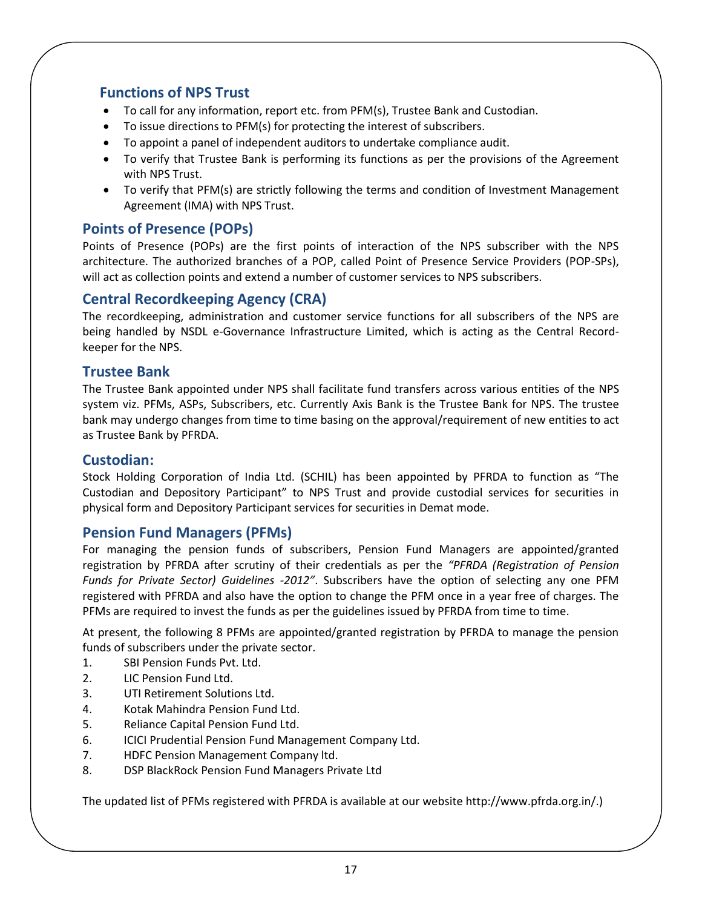## Functions of NPS Trust

- To call for any information, report etc. from PFM(s), Trustee Bank and Custodian.
- To issue directions to PFM(s) for protecting the interest of subscribers.
- To appoint a panel of independent auditors to undertake compliance audit.
- To verify that Trustee Bank is performing its functions as per the provisions of the Agreement with NPS Trust.
- To verify that PFM(s) are strictly following the terms and condition of Investment Management Agreement (IMA) with NPS Trust.

## Points of Presence (POPs)

Points of Presence (POPs) are the first points of interaction of the NPS subscriber with the NPS architecture. The authorized branches of a POP, called Point of Presence Service Providers (POP-SPs), will act as collection points and extend a number of customer services to NPS subscribers.

## Central Recordkeeping Agency (CRA)

The recordkeeping, administration and customer service functions for all subscribers of the NPS are being handled by NSDL e-Governance Infrastructure Limited, which is acting as the Central Record-keeper for the NPS.

## Trustee Bank

The Trustee Bank appointed under NPS shall facilitate fund transfers across various entities of the NPS system viz. PFMs, ASPs, Subscribers, etc. Currently Axis Bank is the Trustee Bank for NPS. The trustee bank may undergo changes from time to time basing on the approval/requirement of new entities to act as Trustee Bank by PFRDA.

## Custodian:

Stock Holding Corporation of India Ltd. (SCHIL) has been appointed by PFRDA to function as "The Custodian and Depository Participant" to NPS Trust and provide custodial services for securities in physical form and Depository Participant services for securities in Demat mode.

## Pension Fund Managers (PFMs)

For managing the pension funds of subscribers, Pension Fund Managers are appointed/granted registration by PFRDA after scrutiny of their credentials as per the *"PFRDA (Registration of Pension Funds for Private Sector) Guidelines -2012"*. Subscribers have the option of selecting any one PFM registered with PFRDA and also have the option to change the PFM once in a year free of charges. The PFMs are required to invest the funds as per the guidelines issued by PFRDA from time to time.

At present, the following 8 PFMs are appointed/granted registration by PFRDA to manage the pension funds of subscribers under the private sector.

1. SBI Pension Funds Pvt. Ltd.
2. LIC Pension Fund Ltd.
3. UTI Retirement Solutions Ltd.
4. Kotak Mahindra Pension Fund Ltd.
5. Reliance Capital Pension Fund Ltd.
6. ICICI Prudential Pension Fund Management Company Ltd.
7. HDFC Pension Management Company ltd.
8. DSP BlackRock Pension Fund Managers Private Ltd

The updated list of PFMs registered with PFRDA is available at our website http://www.pfrda.org.in/.)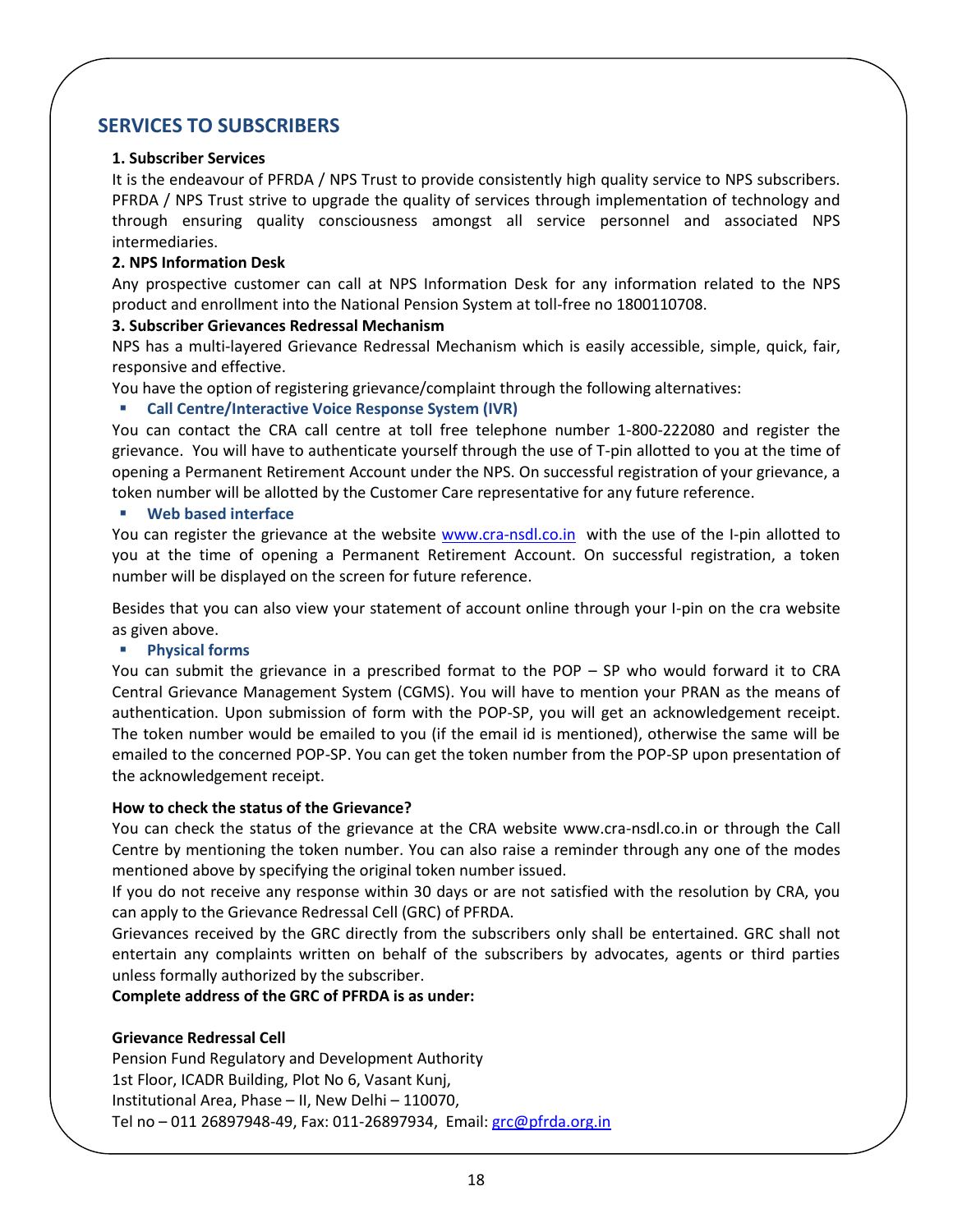## SERVICES TO SUBSCRIBERS

**1. Subscriber Services**

It is the endeavour of PFRDA / NPS Trust to provide consistently high quality service to NPS subscribers. PFRDA / NPS Trust strive to upgrade the quality of services through implementation of technology and through ensuring quality consciousness amongst all service personnel and associated NPS intermediaries.

**2. NPS Information Desk**

Any prospective customer can call at NPS Information Desk for any information related to the NPS product and enrollment into the National Pension System at toll-free no 1800110708.

**3. Subscriber Grievances Redressal Mechanism**

NPS has a multi-layered Grievance Redressal Mechanism which is easily accessible, simple, quick, fair, responsive and effective.

You have the option of registering grievance/complaint through the following alternatives:

- **Call Centre/Interactive Voice Response System (IVR)**

You can contact the CRA call centre at toll free telephone number 1-800-222080 and register the grievance. You will have to authenticate yourself through the use of T-pin allotted to you at the time of opening a Permanent Retirement Account under the NPS. On successful registration of your grievance, a token number will be allotted by the Customer Care representative for any future reference.

- **Web based interface**

You can register the grievance at the website www.cra-nsdl.co.in with the use of the I-pin allotted to you at the time of opening a Permanent Retirement Account. On successful registration, a token number will be displayed on the screen for future reference.

Besides that you can also view your statement of account online through your I-pin on the cra website as given above.

- **Physical forms**

You can submit the grievance in a prescribed format to the POP – SP who would forward it to CRA Central Grievance Management System (CGMS). You will have to mention your PRAN as the means of authentication. Upon submission of form with the POP-SP, you will get an acknowledgement receipt. The token number would be emailed to you (if the email id is mentioned), otherwise the same will be emailed to the concerned POP-SP. You can get the token number from the POP-SP upon presentation of the acknowledgement receipt.

**How to check the status of the Grievance?**

You can check the status of the grievance at the CRA website www.cra-nsdl.co.in or through the Call Centre by mentioning the token number. You can also raise a reminder through any one of the modes mentioned above by specifying the original token number issued.

If you do not receive any response within 30 days or are not satisfied with the resolution by CRA, you can apply to the Grievance Redressal Cell (GRC) of PFRDA.

Grievances received by the GRC directly from the subscribers only shall be entertained. GRC shall not entertain any complaints written on behalf of the subscribers by advocates, agents or third parties unless formally authorized by the subscriber.

**Complete address of the GRC of PFRDA is as under:**

**Grievance Redressal Cell**
Pension Fund Regulatory and Development Authority
1st Floor, ICADR Building, Plot No 6, Vasant Kunj,
Institutional Area, Phase – II, New Delhi – 110070,
Tel no – 011 26897948-49, Fax: 011-26897934, Email: grc@pfrda.org.in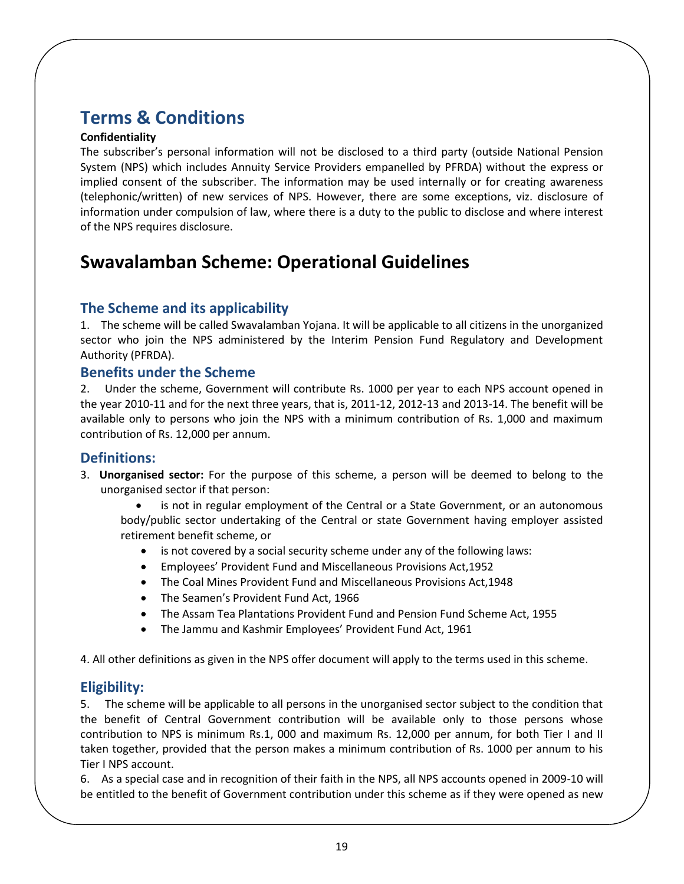# Terms & Conditions

**Confidentiality**

The subscriber's personal information will not be disclosed to a third party (outside National Pension System (NPS) which includes Annuity Service Providers empanelled by PFRDA) without the express or implied consent of the subscriber. The information may be used internally or for creating awareness (telephonic/written) of new services of NPS. However, there are some exceptions, viz. disclosure of information under compulsion of law, where there is a duty to the public to disclose and where interest of the NPS requires disclosure.

# Swavalamban Scheme: Operational Guidelines

## The Scheme and its applicability

1. The scheme will be called Swavalamban Yojana. It will be applicable to all citizens in the unorganized sector who join the NPS administered by the Interim Pension Fund Regulatory and Development Authority (PFRDA).

## Benefits under the Scheme

2. Under the scheme, Government will contribute Rs. 1000 per year to each NPS account opened in the year 2010-11 and for the next three years, that is, 2011-12, 2012-13 and 2013-14. The benefit will be available only to persons who join the NPS with a minimum contribution of Rs. 1,000 and maximum contribution of Rs. 12,000 per annum.

## Definitions:

3. **Unorganised sector:** For the purpose of this scheme, a person will be deemed to belong to the unorganised sector if that person:
   - is not in regular employment of the Central or a State Government, or an autonomous body/public sector undertaking of the Central or state Government having employer assisted retirement benefit scheme, or
   - is not covered by a social security scheme under any of the following laws:
   - Employees' Provident Fund and Miscellaneous Provisions Act,1952
   - The Coal Mines Provident Fund and Miscellaneous Provisions Act,1948
   - The Seamen's Provident Fund Act, 1966
   - The Assam Tea Plantations Provident Fund and Pension Fund Scheme Act, 1955
   - The Jammu and Kashmir Employees' Provident Fund Act, 1961

4. All other definitions as given in the NPS offer document will apply to the terms used in this scheme.

## Eligibility:

5. The scheme will be applicable to all persons in the unorganised sector subject to the condition that the benefit of Central Government contribution will be available only to those persons whose contribution to NPS is minimum Rs.1, 000 and maximum Rs. 12,000 per annum, for both Tier I and II taken together, provided that the person makes a minimum contribution of Rs. 1000 per annum to his Tier I NPS account.

6. As a special case and in recognition of their faith in the NPS, all NPS accounts opened in 2009-10 will be entitled to the benefit of Government contribution under this scheme as if they were opened as new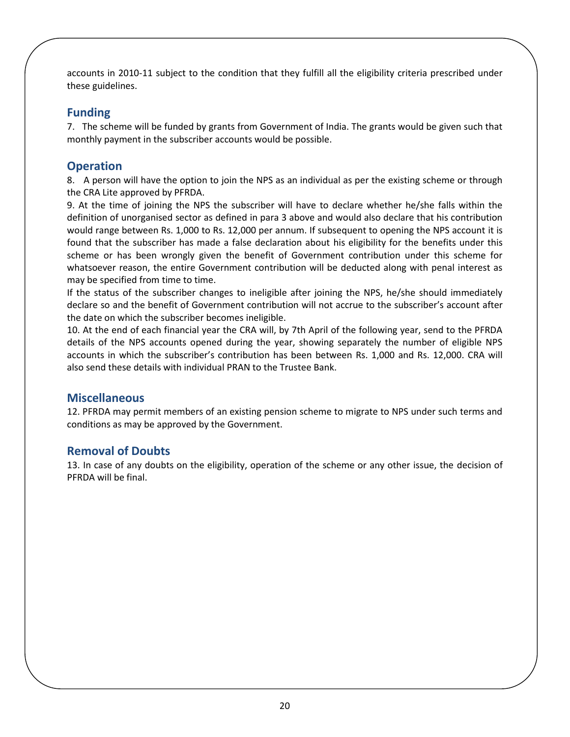accounts in 2010-11 subject to the condition that they fulfill all the eligibility criteria prescribed under these guidelines.

## Funding

7. The scheme will be funded by grants from Government of India. The grants would be given such that monthly payment in the subscriber accounts would be possible.

## Operation

8. A person will have the option to join the NPS as an individual as per the existing scheme or through the CRA Lite approved by PFRDA.

9. At the time of joining the NPS the subscriber will have to declare whether he/she falls within the definition of unorganised sector as defined in para 3 above and would also declare that his contribution would range between Rs. 1,000 to Rs. 12,000 per annum. If subsequent to opening the NPS account it is found that the subscriber has made a false declaration about his eligibility for the benefits under this scheme or has been wrongly given the benefit of Government contribution under this scheme for whatsoever reason, the entire Government contribution will be deducted along with penal interest as may be specified from time to time.

If the status of the subscriber changes to ineligible after joining the NPS, he/she should immediately declare so and the benefit of Government contribution will not accrue to the subscriber's account after the date on which the subscriber becomes ineligible.

10. At the end of each financial year the CRA will, by 7th April of the following year, send to the PFRDA details of the NPS accounts opened during the year, showing separately the number of eligible NPS accounts in which the subscriber's contribution has been between Rs. 1,000 and Rs. 12,000. CRA will also send these details with individual PRAN to the Trustee Bank.

## Miscellaneous

12. PFRDA may permit members of an existing pension scheme to migrate to NPS under such terms and conditions as may be approved by the Government.

## Removal of Doubts

13. In case of any doubts on the eligibility, operation of the scheme or any other issue, the decision of PFRDA will be final.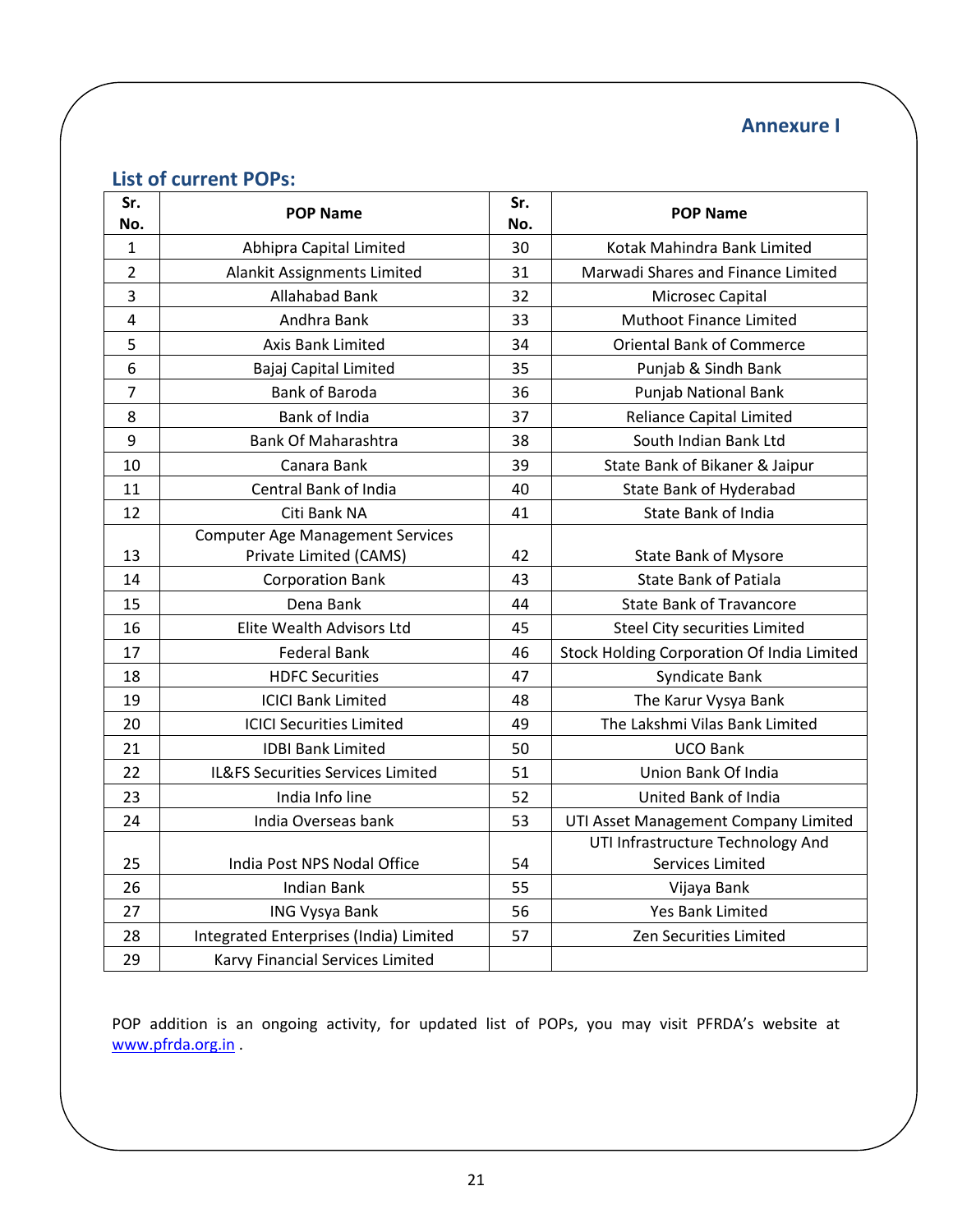## Annexure I

### List of current POPs:

| Sr. No. | POP Name | Sr. No. | POP Name |
|---|---|---|---|
| 1 | Abhipra Capital Limited | 30 | Kotak Mahindra Bank Limited |
| 2 | Alankit Assignments Limited | 31 | Marwadi Shares and Finance Limited |
| 3 | Allahabad Bank | 32 | Microsec Capital |
| 4 | Andhra Bank | 33 | Muthoot Finance Limited |
| 5 | Axis Bank Limited | 34 | Oriental Bank of Commerce |
| 6 | Bajaj Capital Limited | 35 | Punjab & Sindh Bank |
| 7 | Bank of Baroda | 36 | Punjab National Bank |
| 8 | Bank of India | 37 | Reliance Capital Limited |
| 9 | Bank Of Maharashtra | 38 | South Indian Bank Ltd |
| 10 | Canara Bank | 39 | State Bank of Bikaner & Jaipur |
| 11 | Central Bank of India | 40 | State Bank of Hyderabad |
| 12 | Citi Bank NA | 41 | State Bank of India |
| 13 | Computer Age Management Services Private Limited (CAMS) | 42 | State Bank of Mysore |
| 14 | Corporation Bank | 43 | State Bank of Patiala |
| 15 | Dena Bank | 44 | State Bank of Travancore |
| 16 | Elite Wealth Advisors Ltd | 45 | Steel City securities Limited |
| 17 | Federal Bank | 46 | Stock Holding Corporation Of India Limited |
| 18 | HDFC Securities | 47 | Syndicate Bank |
| 19 | ICICI Bank Limited | 48 | The Karur Vysya Bank |
| 20 | ICICI Securities Limited | 49 | The Lakshmi Vilas Bank Limited |
| 21 | IDBI Bank Limited | 50 | UCO Bank |
| 22 | IL&FS Securities Services Limited | 51 | Union Bank Of India |
| 23 | India Info line | 52 | United Bank of India |
| 24 | India Overseas bank | 53 | UTI Asset Management Company Limited |
| 25 | India Post NPS Nodal Office | 54 | UTI Infrastructure Technology And Services Limited |
| 26 | Indian Bank | 55 | Vijaya Bank |
| 27 | ING Vysya Bank | 56 | Yes Bank Limited |
| 28 | Integrated Enterprises (India) Limited | 57 | Zen Securities Limited |
| 29 | Karvy Financial Services Limited | | |

POP addition is an ongoing activity, for updated list of POPs, you may visit PFRDA's website at www.pfrda.org.in .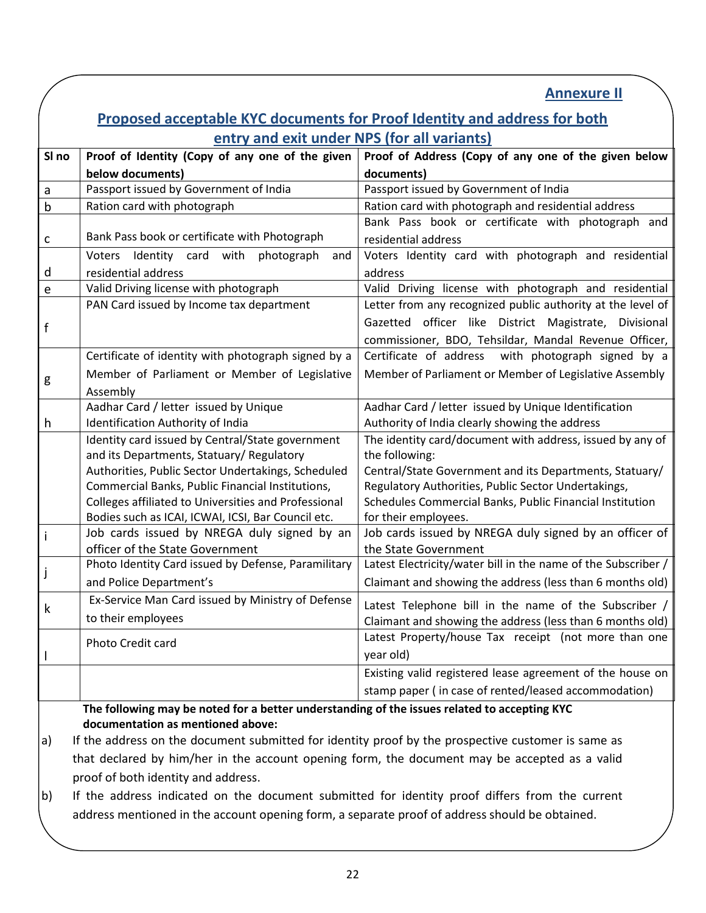**Annexure II**

## Proposed acceptable KYC documents for Proof Identity and address for both entry and exit under NPS (for all variants)

| Sl no | Proof of Identity (Copy of any one of the given below documents) | Proof of Address (Copy of any one of the given below documents) |
|---|---|---|
| a | Passport issued by Government of India | Passport issued by Government of India |
| b | Ration card with photograph | Ration card with photograph and residential address |
| c | Bank Pass book or certificate with Photograph | Bank Pass book or certificate with photograph and residential address |
| d | Voters Identity card with photograph and residential address | Voters Identity card with photograph and residential address |
| e | Valid Driving license with photograph | Valid Driving license with photograph and residential |
| f | PAN Card issued by Income tax department | Letter from any recognized public authority at the level of Gazetted officer like District Magistrate, Divisional commissioner, BDO, Tehsildar, Mandal Revenue Officer, |
| g | Certificate of identity with photograph signed by a Member of Parliament or Member of Legislative Assembly | Certificate of address with photograph signed by a Member of Parliament or Member of Legislative Assembly |
| h | Aadhar Card / letter issued by Unique Identification Authority of India | Aadhar Card / letter issued by Unique Identification Authority of India clearly showing the address |
| | Identity card issued by Central/State government and its Departments, Statuary/ Regulatory Authorities, Public Sector Undertakings, Scheduled Commercial Banks, Public Financial Institutions, Colleges affiliated to Universities and Professional Bodies such as ICAI, ICWAI, ICSI, Bar Council etc. | The identity card/document with address, issued by any of the following: Central/State Government and its Departments, Statuary/ Regulatory Authorities, Public Sector Undertakings, Schedules Commercial Banks, Public Financial Institution for their employees. |
| i | Job cards issued by NREGA duly signed by an officer of the State Government | Job cards issued by NREGA duly signed by an officer of the State Government |
| j | Photo Identity Card issued by Defense, Paramilitary and Police Department's | Latest Electricity/water bill in the name of the Subscriber / Claimant and showing the address (less than 6 months old) |
| k | Ex-Service Man Card issued by Ministry of Defense to their employees | Latest Telephone bill in the name of the Subscriber / Claimant and showing the address (less than 6 months old) |
| l | Photo Credit card | Latest Property/house Tax receipt (not more than one year old) |
| | | Existing valid registered lease agreement of the house on stamp paper ( in case of rented/leased accommodation) |

**The following may be noted for a better understanding of the issues related to accepting KYC documentation as mentioned above:**

a) If the address on the document submitted for identity proof by the prospective customer is same as that declared by him/her in the account opening form, the document may be accepted as a valid proof of both identity and address.

b) If the address indicated on the document submitted for identity proof differs from the current address mentioned in the account opening form, a separate proof of address should be obtained.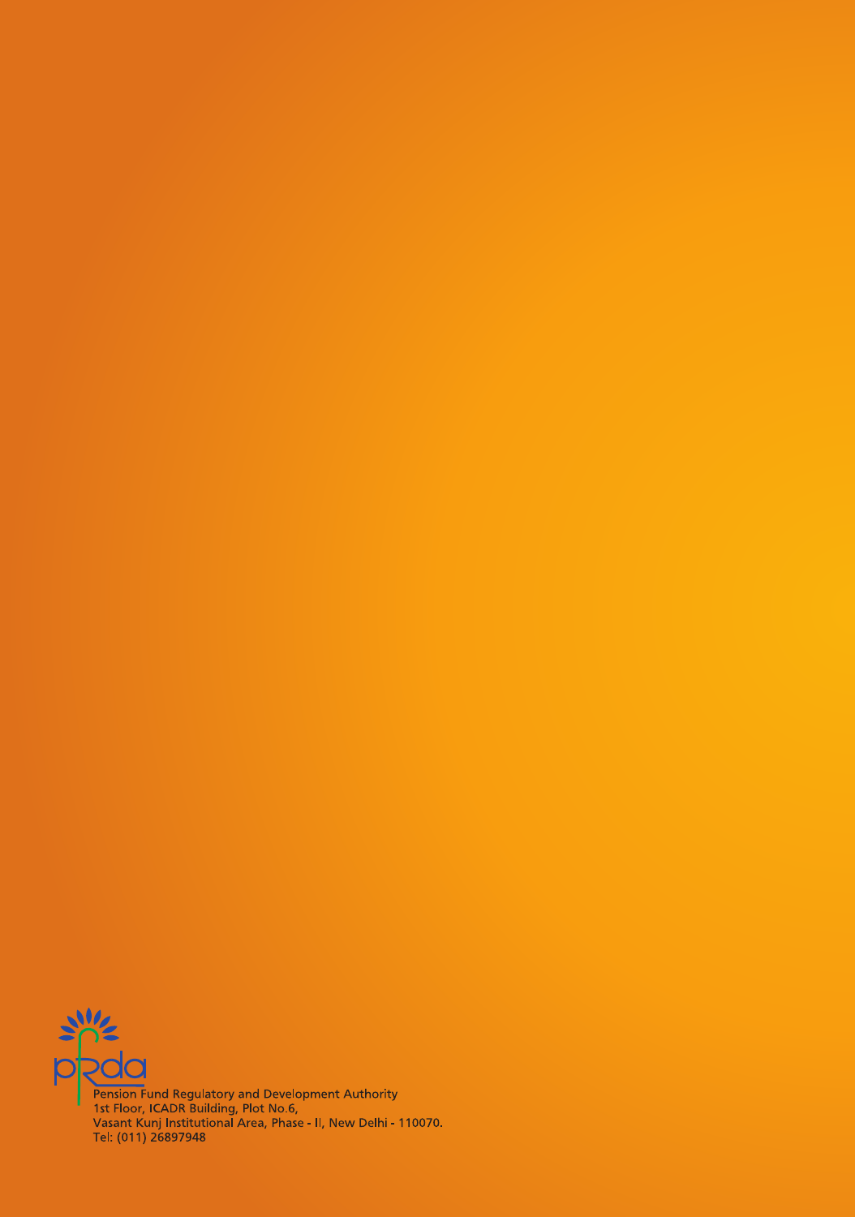pfrda

Pension Fund Regulatory and Development Authority
1st Floor, ICADR Building, Plot No.6,
Vasant Kunj Institutional Area, Phase - II, New Delhi - 110070.
Tel: (011) 26897948